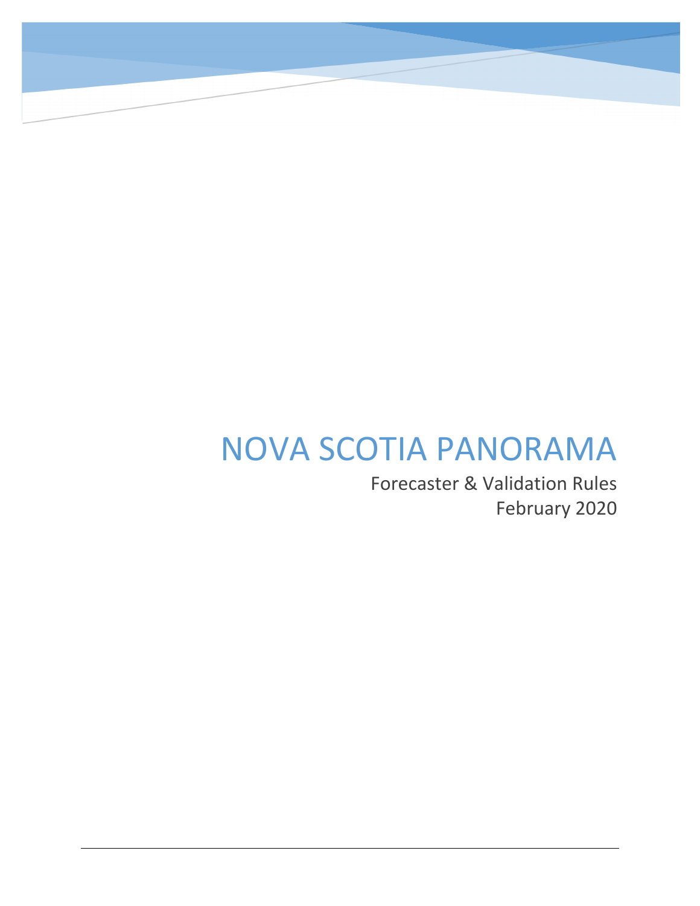# NOVA SCOTIA PANORAMA

Forecaster & Validation Rules

February 2020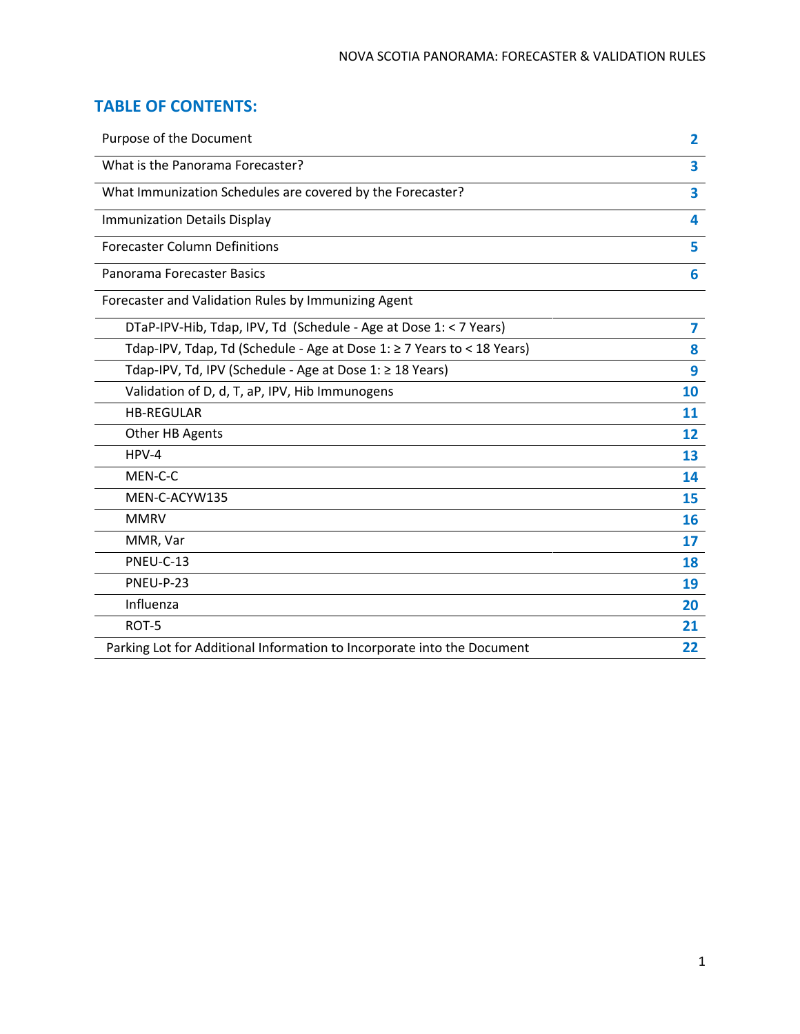## TABLE OF CONTENTS:

| | |
|---|---|
| Purpose of the Document | 2 |
| What is the Panorama Forecaster? | 3 |
| What Immunization Schedules are covered by the Forecaster? | 3 |
| Immunization Details Display | 4 |
| Forecaster Column Definitions | 5 |
| Panorama Forecaster Basics | 6 |
| Forecaster and Validation Rules by Immunizing Agent | |
| DTaP-IPV-Hib, Tdap, IPV, Td (Schedule - Age at Dose 1: < 7 Years) | 7 |
| Tdap-IPV, Tdap, Td (Schedule - Age at Dose 1: ≥ 7 Years to < 18 Years) | 8 |
| Tdap-IPV, Td, IPV (Schedule - Age at Dose 1: ≥ 18 Years) | 9 |
| Validation of D, d, T, aP, IPV, Hib Immunogens | 10 |
| HB-REGULAR | 11 |
| Other HB Agents | 12 |
| HPV-4 | 13 |
| MEN-C-C | 14 |
| MEN-C-ACYW135 | 15 |
| MMRV | 16 |
| MMR, Var | 17 |
| PNEU-C-13 | 18 |
| PNEU-P-23 | 19 |
| Influenza | 20 |
| ROT-5 | 21 |
| Parking Lot for Additional Information to Incorporate into the Document | 22 |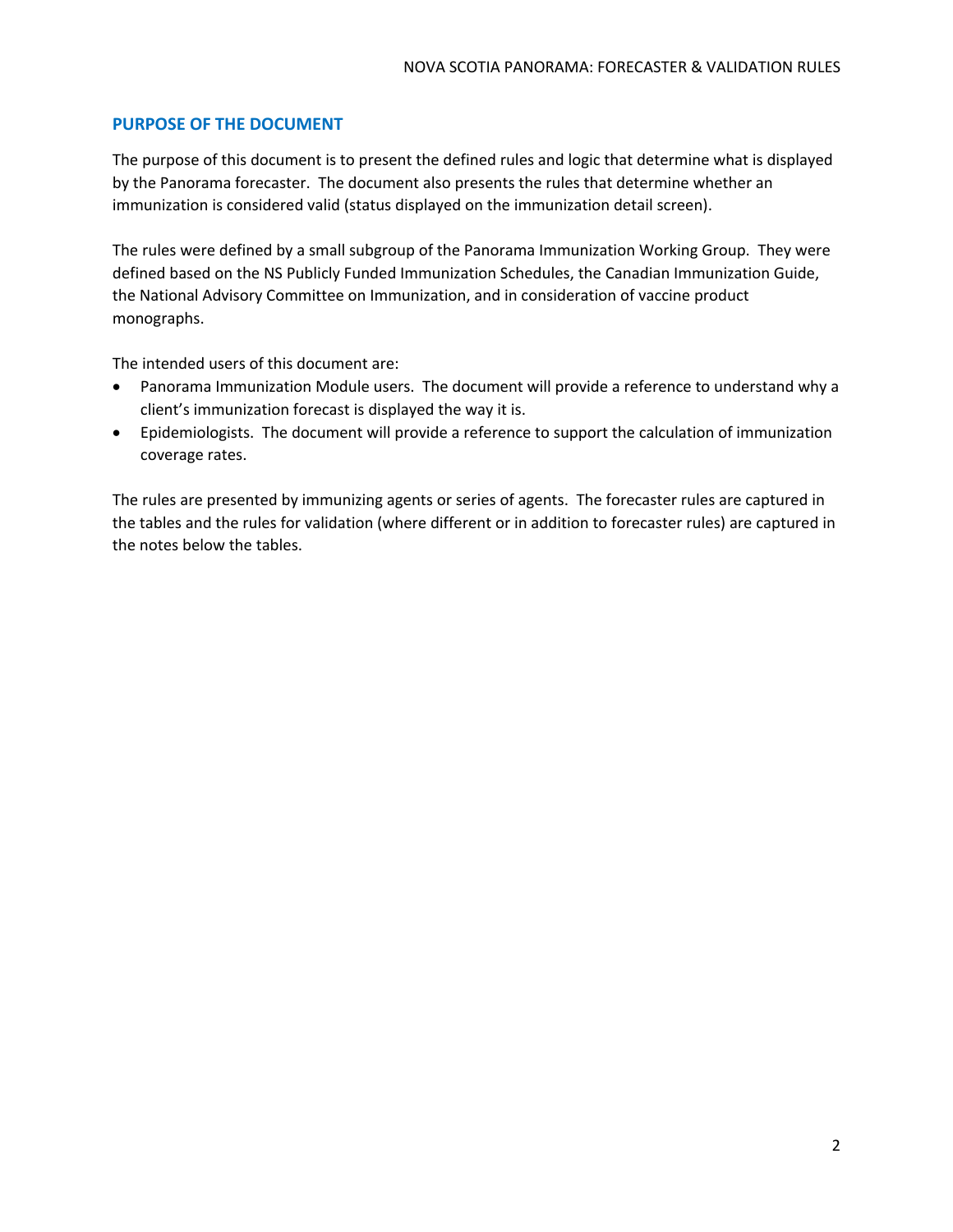## PURPOSE OF THE DOCUMENT

The purpose of this document is to present the defined rules and logic that determine what is displayed by the Panorama forecaster. The document also presents the rules that determine whether an immunization is considered valid (status displayed on the immunization detail screen).

The rules were defined by a small subgroup of the Panorama Immunization Working Group. They were defined based on the NS Publicly Funded Immunization Schedules, the Canadian Immunization Guide, the National Advisory Committee on Immunization, and in consideration of vaccine product monographs.

The intended users of this document are:

- Panorama Immunization Module users. The document will provide a reference to understand why a client's immunization forecast is displayed the way it is.
- Epidemiologists. The document will provide a reference to support the calculation of immunization coverage rates.

The rules are presented by immunizing agents or series of agents. The forecaster rules are captured in the tables and the rules for validation (where different or in addition to forecaster rules) are captured in the notes below the tables.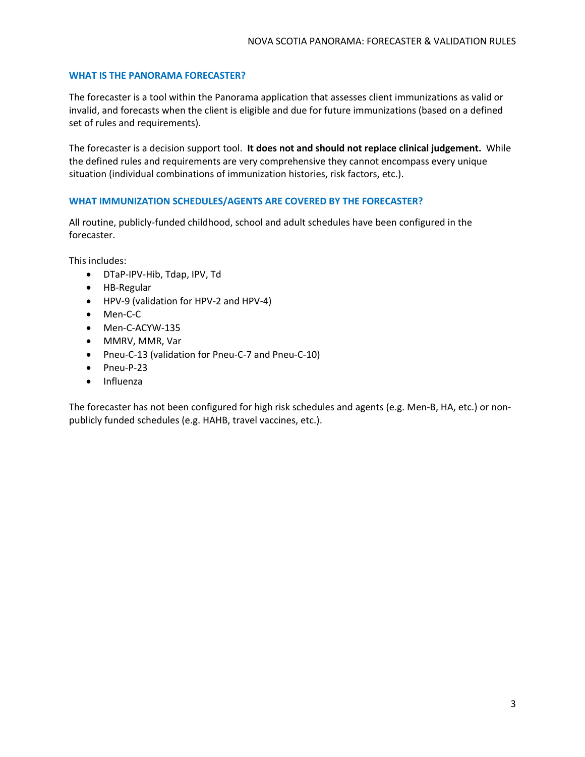## WHAT IS THE PANORAMA FORECASTER?

The forecaster is a tool within the Panorama application that assesses client immunizations as valid or invalid, and forecasts when the client is eligible and due for future immunizations (based on a defined set of rules and requirements).

The forecaster is a decision support tool. **It does not and should not replace clinical judgement.** While the defined rules and requirements are very comprehensive they cannot encompass every unique situation (individual combinations of immunization histories, risk factors, etc.).

## WHAT IMMUNIZATION SCHEDULES/AGENTS ARE COVERED BY THE FORECASTER?

All routine, publicly-funded childhood, school and adult schedules have been configured in the forecaster.

This includes:

- DTaP-IPV-Hib, Tdap, IPV, Td
- HB-Regular
- HPV-9 (validation for HPV-2 and HPV-4)
- Men-C-C
- Men-C-ACYW-135
- MMRV, MMR, Var
- Pneu-C-13 (validation for Pneu-C-7 and Pneu-C-10)
- Pneu-P-23
- Influenza

The forecaster has not been configured for high risk schedules and agents (e.g. Men-B, HA, etc.) or non-publicly funded schedules (e.g. HAHB, travel vaccines, etc.).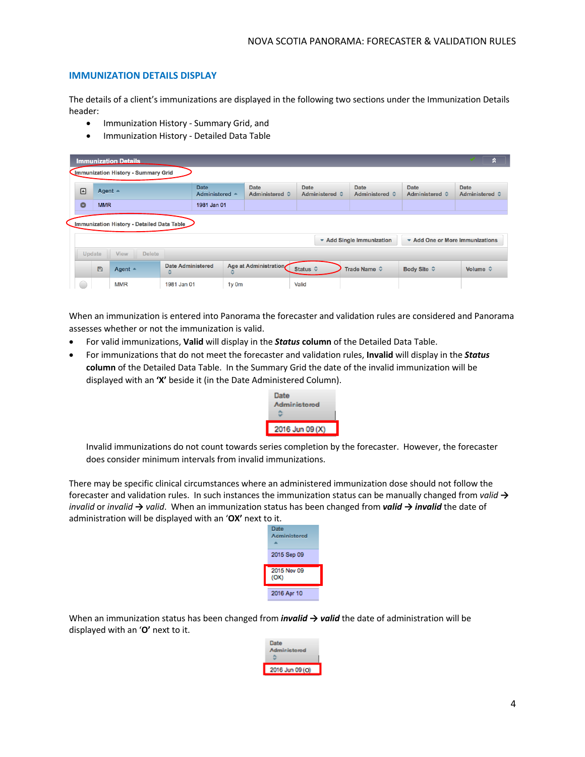## IMMUNIZATION DETAILS DISPLAY

The details of a client's immunizations are displayed in the following two sections under the Immunization Details header:

- Immunization History - Summary Grid, and
- Immunization History - Detailed Data Table

When an immunization is entered into Panorama the forecaster and validation rules are considered and Panorama assesses whether or not the immunization is valid.

- For valid immunizations, **Valid** will display in the ***Status* column** of the Detailed Data Table.
- For immunizations that do not meet the forecaster and validation rules, **Invalid** will display in the ***Status* column** of the Detailed Data Table. In the Summary Grid the date of the invalid immunization will be displayed with an **'X'** beside it (in the Date Administered Column).

  Invalid immunizations do not count towards series completion by the forecaster. However, the forecaster does consider minimum intervals from invalid immunizations.

There may be specific clinical circumstances where an administered immunization dose should not follow the forecaster and validation rules. In such instances the immunization status can be manually changed from *valid → invalid* or *invalid → valid*. When an immunization status has been changed from ***valid → invalid*** the date of administration will be displayed with an '**OX**' next to it.

When an immunization status has been changed from ***invalid → valid*** the date of administration will be displayed with an '**O**' next to it.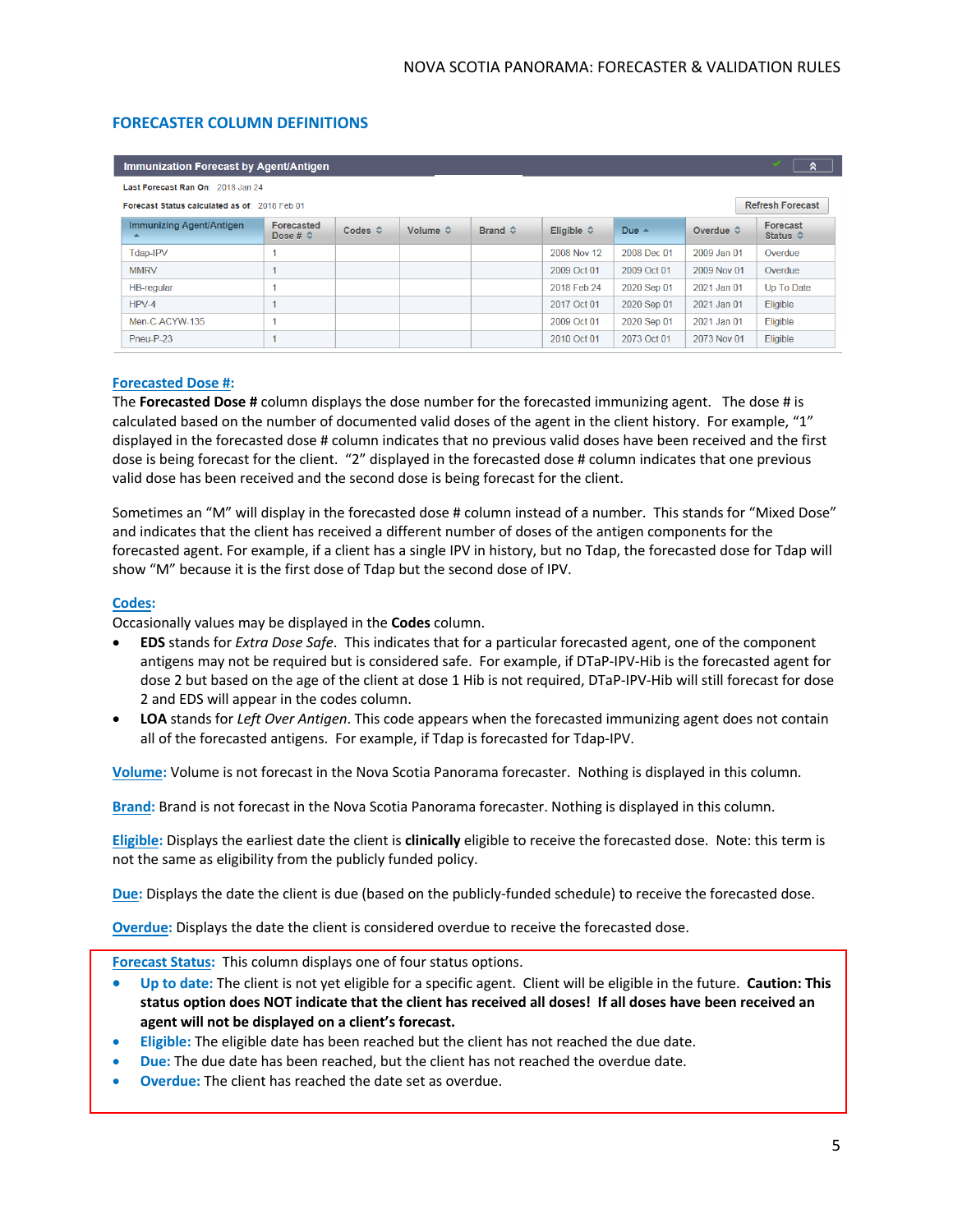## FORECASTER COLUMN DEFINITIONS

**Immunization Forecast by Agent/Antigen**

Last Forecast Ran On: 2018 Jan 24

Forecast Status calculated as of: 2018 Feb 01

Refresh Forecast

| Immunizing Agent/Antigen | Forecasted Dose # | Codes | Volume | Brand | Eligible | Due | Overdue | Forecast Status |
|---|---|---|---|---|---|---|---|---|
| Tdap-IPV | 1 | | | | 2008 Nov 12 | 2008 Dec 01 | 2009 Jan 01 | Overdue |
| MMRV | 1 | | | | 2009 Oct 01 | 2009 Oct 01 | 2009 Nov 01 | Overdue |
| HB-regular | 1 | | | | 2018 Feb 24 | 2020 Sep 01 | 2021 Jan 01 | Up To Date |
| HPV-4 | 1 | | | | 2017 Oct 01 | 2020 Sep 01 | 2021 Jan 01 | Eligible |
| Men-C-ACYW-135 | 1 | | | | 2009 Oct 01 | 2020 Sep 01 | 2021 Jan 01 | Eligible |
| Pneu-P-23 | 1 | | | | 2010 Oct 01 | 2073 Oct 01 | 2073 Nov 01 | Eligible |

**Forecasted Dose #:**

The **Forecasted Dose #** column displays the dose number for the forecasted immunizing agent. The dose # is calculated based on the number of documented valid doses of the agent in the client history. For example, "1" displayed in the forecasted dose # column indicates that no previous valid doses have been received and the first dose is being forecast for the client. "2" displayed in the forecasted dose # column indicates that one previous valid dose has been received and the second dose is being forecast for the client.

Sometimes an "M" will display in the forecasted dose # column instead of a number. This stands for "Mixed Dose" and indicates that the client has received a different number of doses of the antigen components for the forecasted agent. For example, if a client has a single IPV in history, but no Tdap, the forecasted dose for Tdap will show "M" because it is the first dose of Tdap but the second dose of IPV.

**Codes:**

Occasionally values may be displayed in the **Codes** column.

- **EDS** stands for *Extra Dose Safe*. This indicates that for a particular forecasted agent, one of the component antigens may not be required but is considered safe. For example, if DTaP-IPV-Hib is the forecasted agent for dose 2 but based on the age of the client at dose 1 Hib is not required, DTaP-IPV-Hib will still forecast for dose 2 and EDS will appear in the codes column.
- **LOA** stands for *Left Over Antigen*. This code appears when the forecasted immunizing agent does not contain all of the forecasted antigens. For example, if Tdap is forecasted for Tdap-IPV.

**Volume:** Volume is not forecast in the Nova Scotia Panorama forecaster. Nothing is displayed in this column.

**Brand:** Brand is not forecast in the Nova Scotia Panorama forecaster. Nothing is displayed in this column.

**Eligible:** Displays the earliest date the client is **clinically** eligible to receive the forecasted dose. Note: this term is not the same as eligibility from the publicly funded policy.

**Due:** Displays the date the client is due (based on the publicly-funded schedule) to receive the forecasted dose.

**Overdue:** Displays the date the client is considered overdue to receive the forecasted dose.

**Forecast Status:** This column displays one of four status options.

- **Up to date:** The client is not yet eligible for a specific agent. Client will be eligible in the future. **Caution: This status option does NOT indicate that the client has received all doses! If all doses have been received an agent will not be displayed on a client's forecast.**
- **Eligible:** The eligible date has been reached but the client has not reached the due date.
- **Due:** The due date has been reached, but the client has not reached the overdue date.
- **Overdue:** The client has reached the date set as overdue.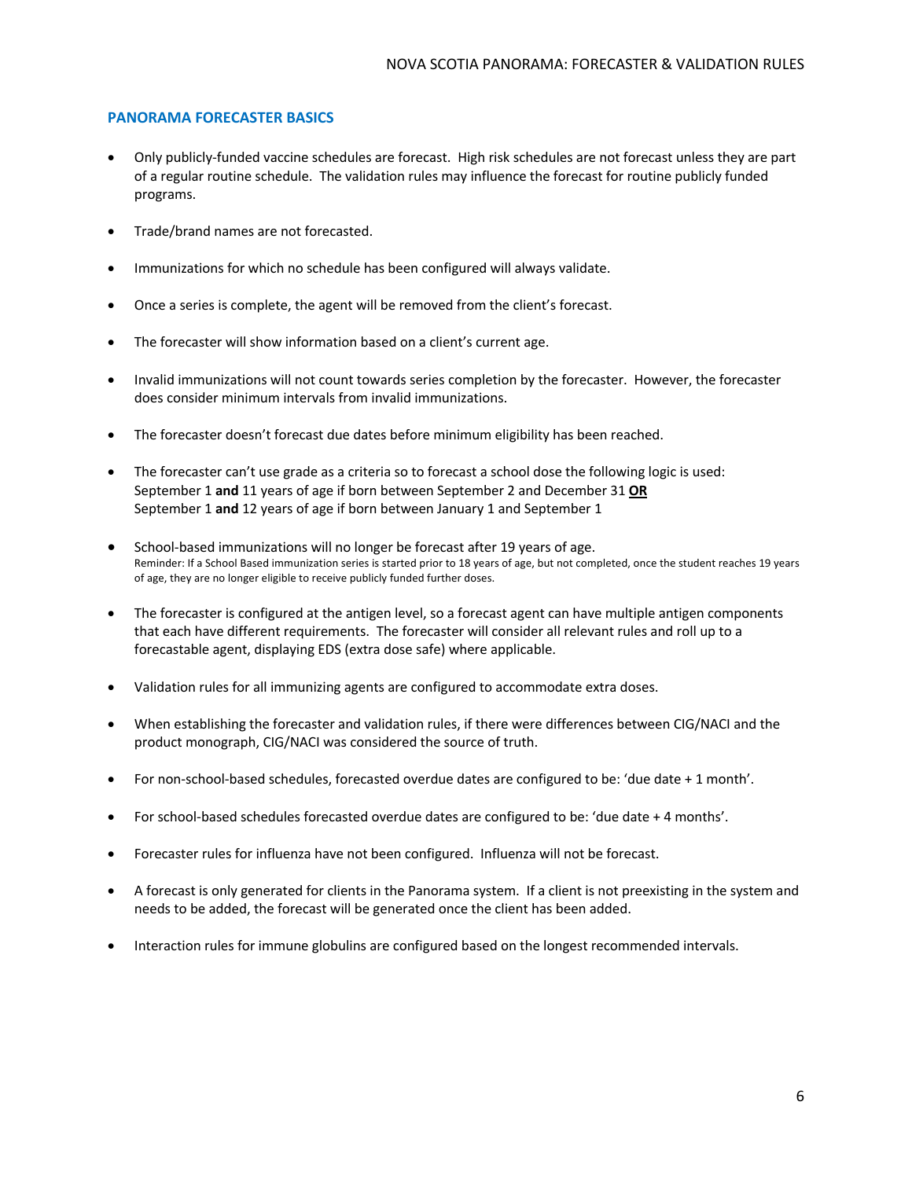## PANORAMA FORECASTER BASICS

- Only publicly-funded vaccine schedules are forecast. High risk schedules are not forecast unless they are part of a regular routine schedule. The validation rules may influence the forecast for routine publicly funded programs.
- Trade/brand names are not forecasted.
- Immunizations for which no schedule has been configured will always validate.
- Once a series is complete, the agent will be removed from the client's forecast.
- The forecaster will show information based on a client's current age.
- Invalid immunizations will not count towards series completion by the forecaster. However, the forecaster does consider minimum intervals from invalid immunizations.
- The forecaster doesn't forecast due dates before minimum eligibility has been reached.
- The forecaster can't use grade as a criteria so to forecast a school dose the following logic is used:
  September 1 **and** 11 years of age if born between September 2 and December 31 <u>**OR**</u>
  September 1 **and** 12 years of age if born between January 1 and September 1
- School-based immunizations will no longer be forecast after 19 years of age.
  Reminder: If a School Based immunization series is started prior to 18 years of age, but not completed, once the student reaches 19 years of age, they are no longer eligible to receive publicly funded further doses.
- The forecaster is configured at the antigen level, so a forecast agent can have multiple antigen components that each have different requirements. The forecaster will consider all relevant rules and roll up to a forecastable agent, displaying EDS (extra dose safe) where applicable.
- Validation rules for all immunizing agents are configured to accommodate extra doses.
- When establishing the forecaster and validation rules, if there were differences between CIG/NACI and the product monograph, CIG/NACI was considered the source of truth.
- For non-school-based schedules, forecasted overdue dates are configured to be: 'due date + 1 month'.
- For school-based schedules forecasted overdue dates are configured to be: 'due date + 4 months'.
- Forecaster rules for influenza have not been configured. Influenza will not be forecast.
- A forecast is only generated for clients in the Panorama system. If a client is not preexisting in the system and needs to be added, the forecast will be generated once the client has been added.
- Interaction rules for immune globulins are configured based on the longest recommended intervals.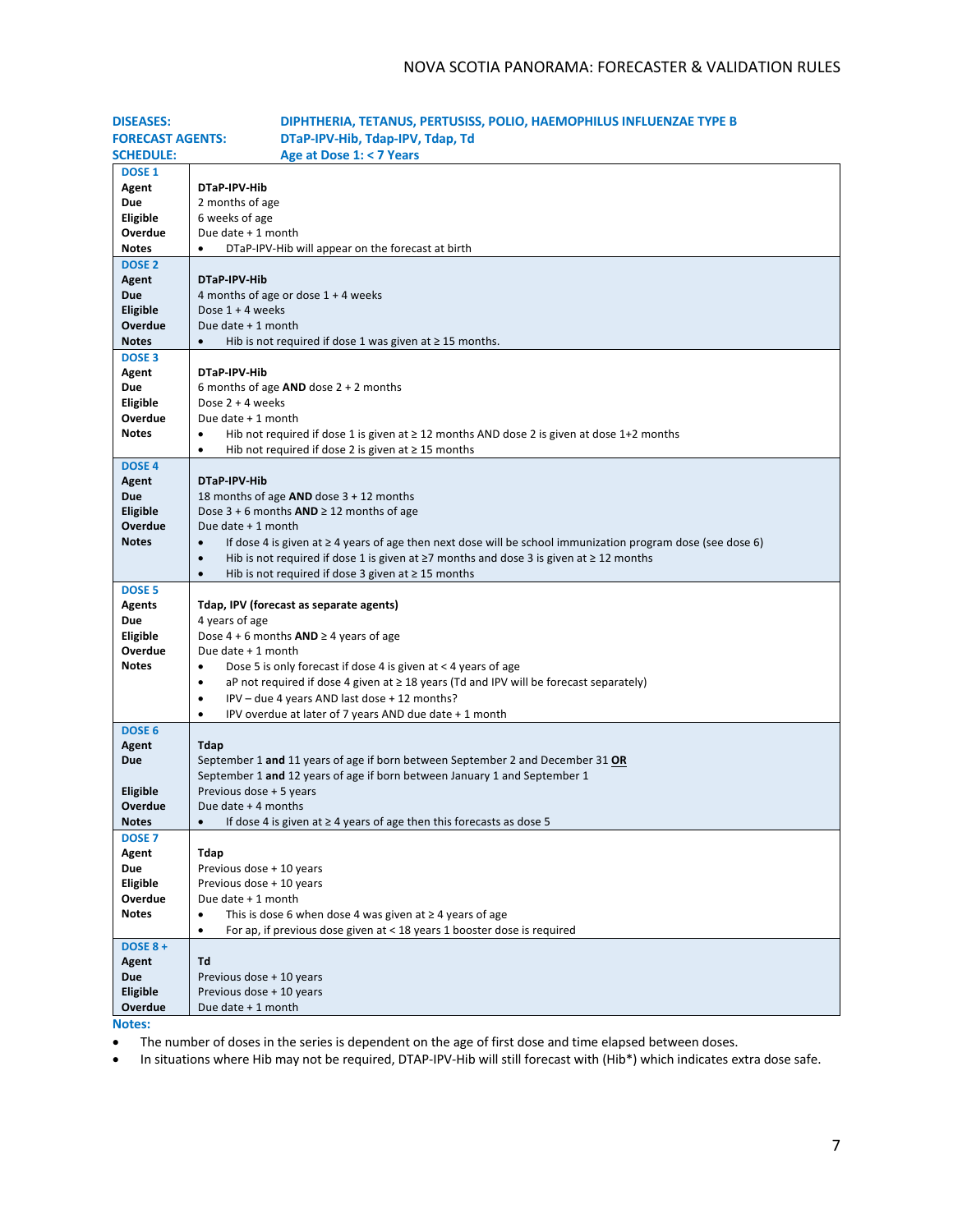**DISEASES:** DIPHTHERIA, TETANUS, PERTUSISS, POLIO, HAEMOPHILUS INFLUENZAE TYPE B
**FORECAST AGENTS:** DTaP-IPV-Hib, Tdap-IPV, Tdap, Td
**SCHEDULE:** Age at Dose 1: < 7 Years

| | |
|---|---|
| **DOSE 1** | |
| **Agent** | **DTaP-IPV-Hib** |
| **Due** | 2 months of age |
| **Eligible** | 6 weeks of age |
| **Overdue** | Due date + 1 month |
| **Notes** | • DTaP-IPV-Hib will appear on the forecast at birth |
| **DOSE 2** | |
| **Agent** | **DTaP-IPV-Hib** |
| **Due** | 4 months of age or dose 1 + 4 weeks |
| **Eligible** | Dose 1 + 4 weeks |
| **Overdue** | Due date + 1 month |
| **Notes** | • Hib is not required if dose 1 was given at ≥ 15 months. |
| **DOSE 3** | |
| **Agent** | **DTaP-IPV-Hib** |
| **Due** | 6 months of age **AND** dose 2 + 2 months |
| **Eligible** | Dose 2 + 4 weeks |
| **Overdue** | Due date + 1 month |
| **Notes** | • Hib not required if dose 1 is given at ≥ 12 months AND dose 2 is given at dose 1+2 months<br>• Hib not required if dose 2 is given at ≥ 15 months |
| **DOSE 4** | |
| **Agent** | **DTaP-IPV-Hib** |
| **Due** | 18 months of age **AND** dose 3 + 12 months |
| **Eligible** | Dose 3 + 6 months **AND** ≥ 12 months of age |
| **Overdue** | Due date + 1 month |
| **Notes** | • If dose 4 is given at ≥ 4 years of age then next dose will be school immunization program dose (see dose 6)<br>• Hib is not required if dose 1 is given at ≥7 months and dose 3 is given at ≥ 12 months<br>• Hib is not required if dose 3 given at ≥ 15 months |
| **DOSE 5** | |
| **Agents** | **Tdap, IPV (forecast as separate agents)** |
| **Due** | 4 years of age |
| **Eligible** | Dose 4 + 6 months **AND** ≥ 4 years of age |
| **Overdue** | Due date + 1 month |
| **Notes** | • Dose 5 is only forecast if dose 4 is given at < 4 years of age<br>• aP not required if dose 4 given at ≥ 18 years (Td and IPV will be forecast separately)<br>• IPV – due 4 years AND last dose + 12 months?<br>• IPV overdue at later of 7 years AND due date + 1 month |
| **DOSE 6** | |
| **Agent** | **Tdap** |
| **Due** | September 1 **and** 11 years of age if born between September 2 and December 31 **OR**<br>September 1 **and** 12 years of age if born between January 1 and September 1 |
| **Eligible** | Previous dose + 5 years |
| **Overdue** | Due date + 4 months |
| **Notes** | • If dose 4 is given at ≥ 4 years of age then this forecasts as dose 5 |
| **DOSE 7** | |
| **Agent** | **Tdap** |
| **Due** | Previous dose + 10 years |
| **Eligible** | Previous dose + 10 years |
| **Overdue** | Due date + 1 month |
| **Notes** | • This is dose 6 when dose 4 was given at ≥ 4 years of age<br>• For ap, if previous dose given at < 18 years 1 booster dose is required |
| **DOSE 8 +** | |
| **Agent** | **Td** |
| **Due** | Previous dose + 10 years |
| **Eligible** | Previous dose + 10 years |
| **Overdue** | Due date + 1 month |

**Notes:**

- The number of doses in the series is dependent on the age of first dose and time elapsed between doses.
- In situations where Hib may not be required, DTAP-IPV-Hib will still forecast with (Hib*) which indicates extra dose safe.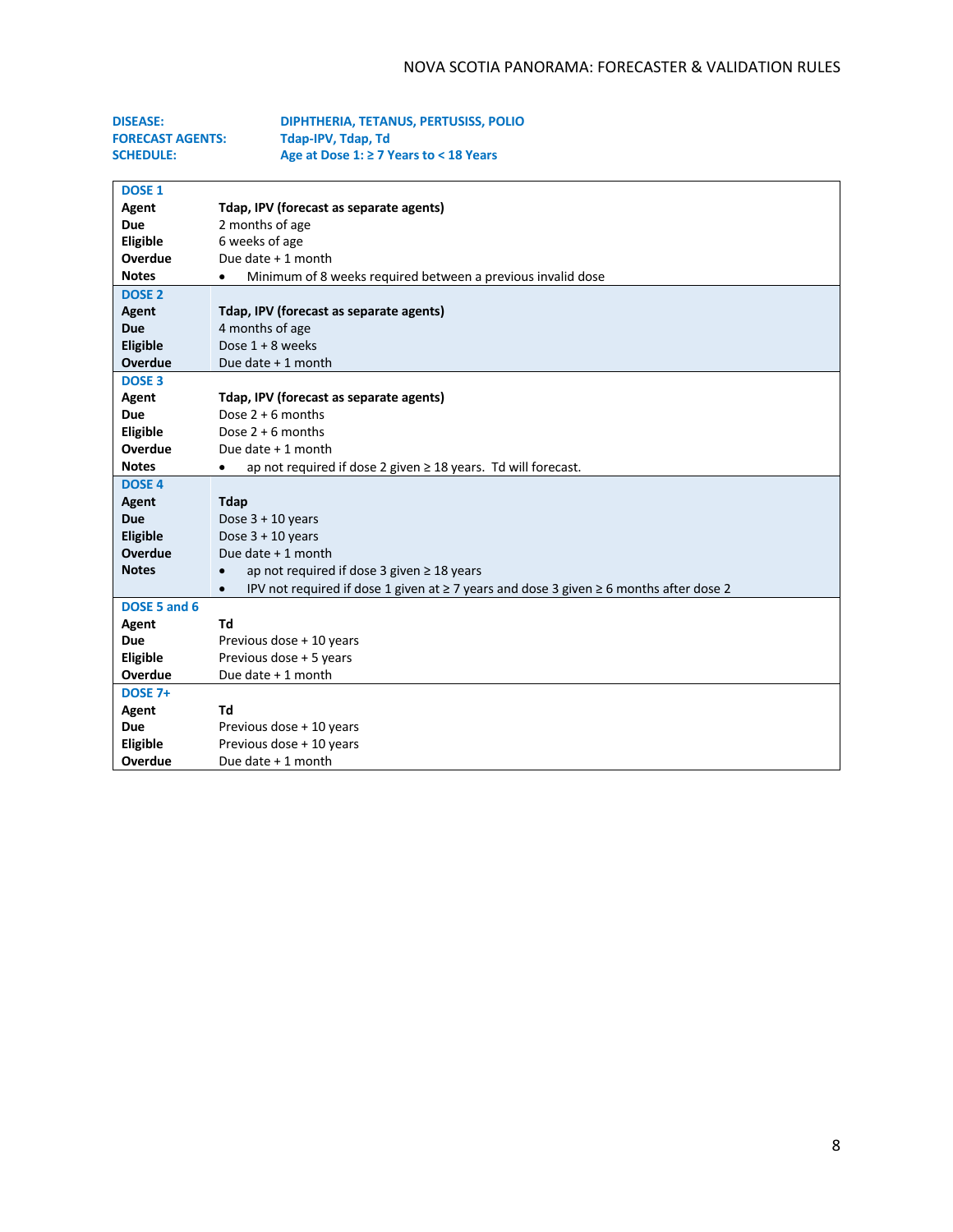| | |
|---|---|
| **DISEASE:** | **DIPHTHERIA, TETANUS, PERTUSISS, POLIO** |
| **FORECAST AGENTS:** | **Tdap-IPV, Tdap, Td** |
| **SCHEDULE:** | **Age at Dose 1: ≥ 7 Years to < 18 Years** |

| | |
|---|---|
| **DOSE 1** | |
| **Agent** | **Tdap, IPV (forecast as separate agents)** |
| **Due** | 2 months of age |
| **Eligible** | 6 weeks of age |
| **Overdue** | Due date + 1 month |
| **Notes** | • Minimum of 8 weeks required between a previous invalid dose |
| **DOSE 2** | |
| **Agent** | **Tdap, IPV (forecast as separate agents)** |
| **Due** | 4 months of age |
| **Eligible** | Dose 1 + 8 weeks |
| **Overdue** | Due date + 1 month |
| **DOSE 3** | |
| **Agent** | **Tdap, IPV (forecast as separate agents)** |
| **Due** | Dose 2 + 6 months |
| **Eligible** | Dose 2 + 6 months |
| **Overdue** | Due date + 1 month |
| **Notes** | • ap not required if dose 2 given ≥ 18 years. Td will forecast. |
| **DOSE 4** | |
| **Agent** | **Tdap** |
| **Due** | Dose 3 + 10 years |
| **Eligible** | Dose 3 + 10 years |
| **Overdue** | Due date + 1 month |
| **Notes** | • ap not required if dose 3 given ≥ 18 years<br>• IPV not required if dose 1 given at ≥ 7 years and dose 3 given ≥ 6 months after dose 2 |
| **DOSE 5 and 6** | |
| **Agent** | **Td** |
| **Due** | Previous dose + 10 years |
| **Eligible** | Previous dose + 5 years |
| **Overdue** | Due date + 1 month |
| **DOSE 7+** | |
| **Agent** | **Td** |
| **Due** | Previous dose + 10 years |
| **Eligible** | Previous dose + 10 years |
| **Overdue** | Due date + 1 month |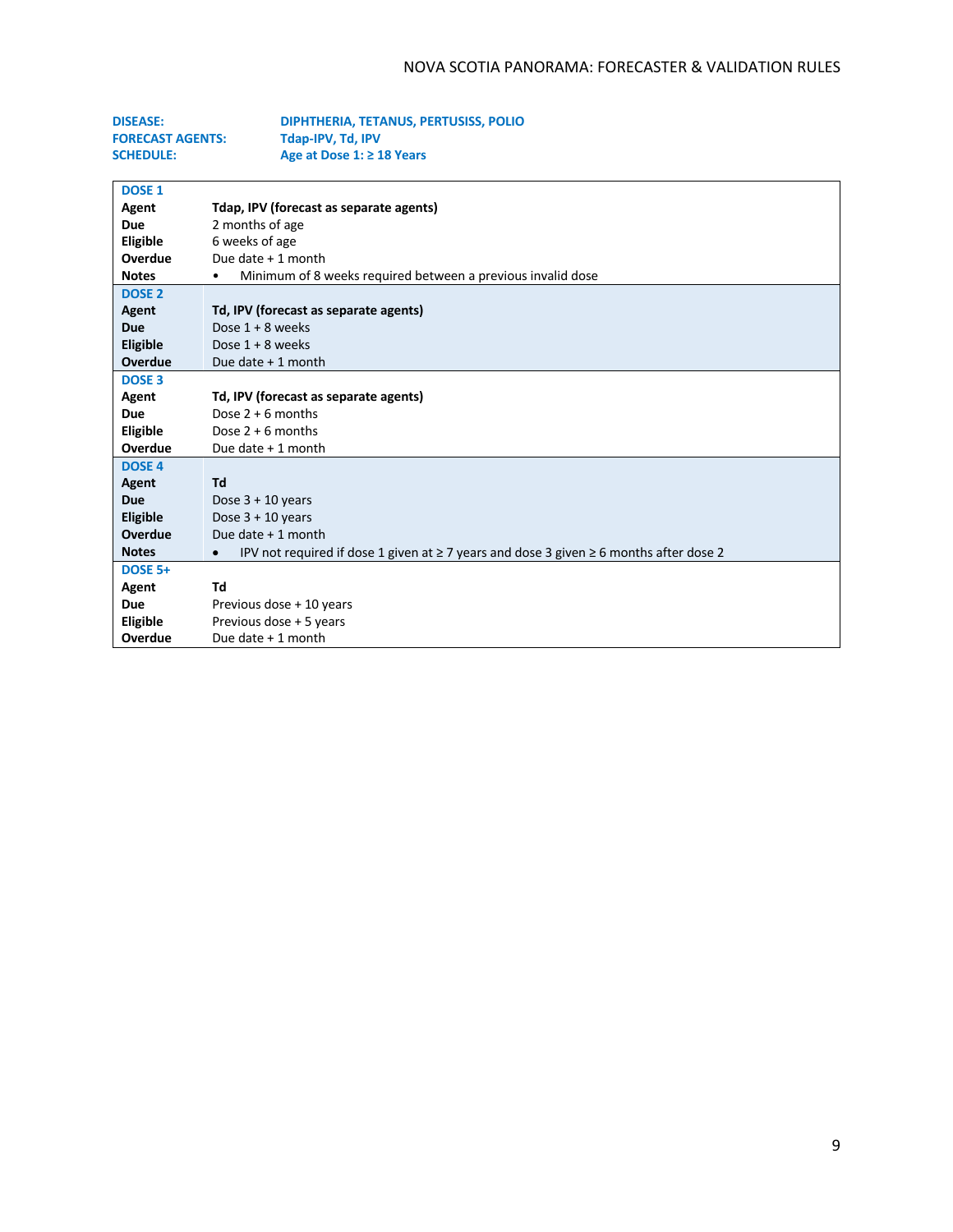**DISEASE:** DIPHTHERIA, TETANUS, PERTUSISS, POLIO
**FORECAST AGENTS:** Tdap-IPV, Td, IPV
**SCHEDULE:** Age at Dose 1: ≥ 18 Years

| | |
|---|---|
| **DOSE 1** | |
| **Agent** | **Tdap, IPV (forecast as separate agents)** |
| **Due** | 2 months of age |
| **Eligible** | 6 weeks of age |
| **Overdue** | Due date + 1 month |
| **Notes** | • Minimum of 8 weeks required between a previous invalid dose |
| **DOSE 2** | |
| **Agent** | **Td, IPV (forecast as separate agents)** |
| **Due** | Dose 1 + 8 weeks |
| **Eligible** | Dose 1 + 8 weeks |
| **Overdue** | Due date + 1 month |
| **DOSE 3** | |
| **Agent** | **Td, IPV (forecast as separate agents)** |
| **Due** | Dose 2 + 6 months |
| **Eligible** | Dose 2 + 6 months |
| **Overdue** | Due date + 1 month |
| **DOSE 4** | |
| **Agent** | **Td** |
| **Due** | Dose 3 + 10 years |
| **Eligible** | Dose 3 + 10 years |
| **Overdue** | Due date + 1 month |
| **Notes** | • IPV not required if dose 1 given at ≥ 7 years and dose 3 given ≥ 6 months after dose 2 |
| **DOSE 5+** | |
| **Agent** | **Td** |
| **Due** | Previous dose + 10 years |
| **Eligible** | Previous dose + 5 years |
| **Overdue** | Due date + 1 month |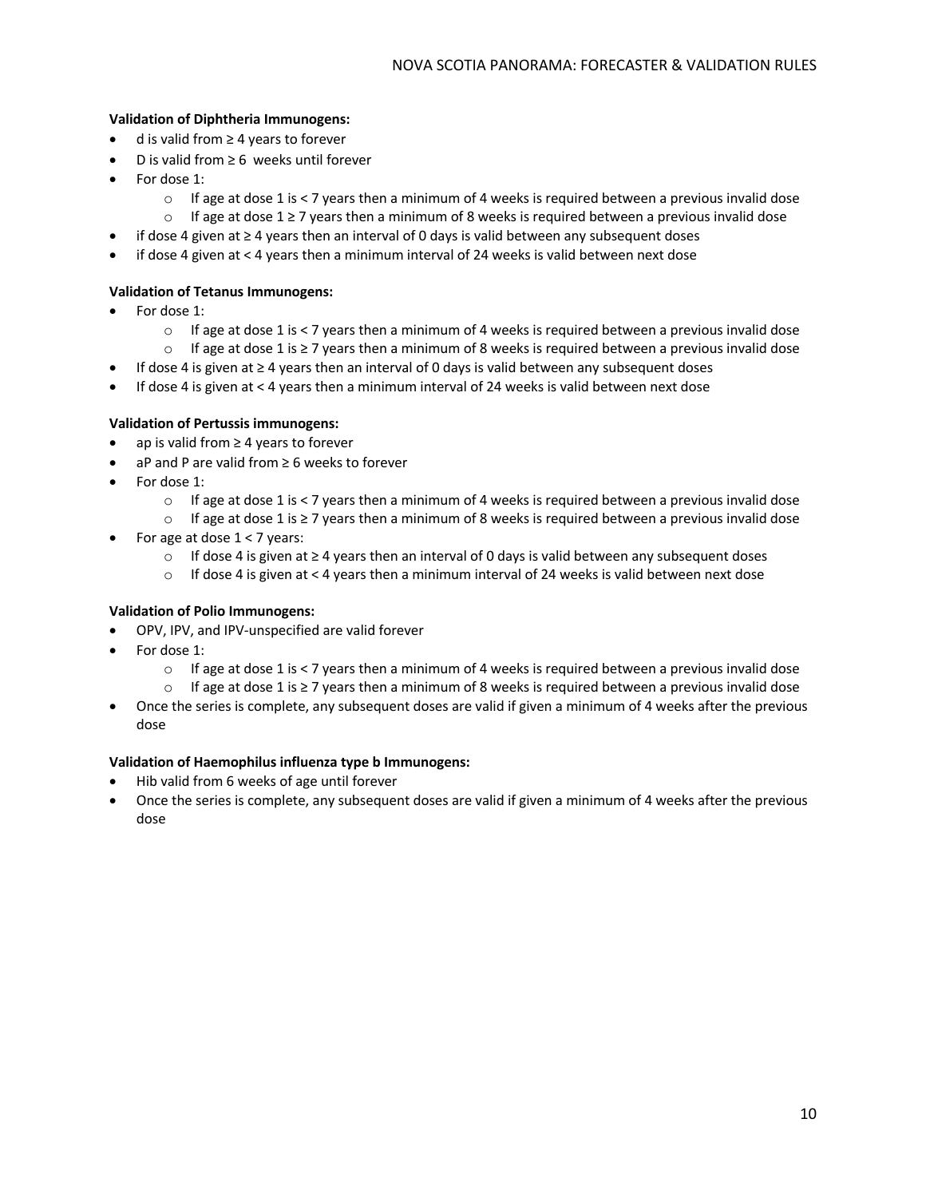**Validation of Diphtheria Immunogens:**

- d is valid from ≥ 4 years to forever
- D is valid from ≥ 6 weeks until forever
- For dose 1:
    - If age at dose 1 is < 7 years then a minimum of 4 weeks is required between a previous invalid dose
    - If age at dose 1 ≥ 7 years then a minimum of 8 weeks is required between a previous invalid dose
- if dose 4 given at ≥ 4 years then an interval of 0 days is valid between any subsequent doses
- if dose 4 given at < 4 years then a minimum interval of 24 weeks is valid between next dose

**Validation of Tetanus Immunogens:**

- For dose 1:
    - If age at dose 1 is < 7 years then a minimum of 4 weeks is required between a previous invalid dose
    - If age at dose 1 is ≥ 7 years then a minimum of 8 weeks is required between a previous invalid dose
- If dose 4 is given at ≥ 4 years then an interval of 0 days is valid between any subsequent doses
- If dose 4 is given at < 4 years then a minimum interval of 24 weeks is valid between next dose

**Validation of Pertussis immunogens:**

- ap is valid from ≥ 4 years to forever
- aP and P are valid from ≥ 6 weeks to forever
- For dose 1:
    - If age at dose 1 is < 7 years then a minimum of 4 weeks is required between a previous invalid dose
    - If age at dose 1 is ≥ 7 years then a minimum of 8 weeks is required between a previous invalid dose
- For age at dose 1 < 7 years:
    - If dose 4 is given at ≥ 4 years then an interval of 0 days is valid between any subsequent doses
    - If dose 4 is given at < 4 years then a minimum interval of 24 weeks is valid between next dose

**Validation of Polio Immunogens:**

- OPV, IPV, and IPV-unspecified are valid forever
- For dose 1:
    - If age at dose 1 is < 7 years then a minimum of 4 weeks is required between a previous invalid dose
    - If age at dose 1 is ≥ 7 years then a minimum of 8 weeks is required between a previous invalid dose
- Once the series is complete, any subsequent doses are valid if given a minimum of 4 weeks after the previous dose

**Validation of Haemophilus influenza type b Immunogens:**

- Hib valid from 6 weeks of age until forever
- Once the series is complete, any subsequent doses are valid if given a minimum of 4 weeks after the previous dose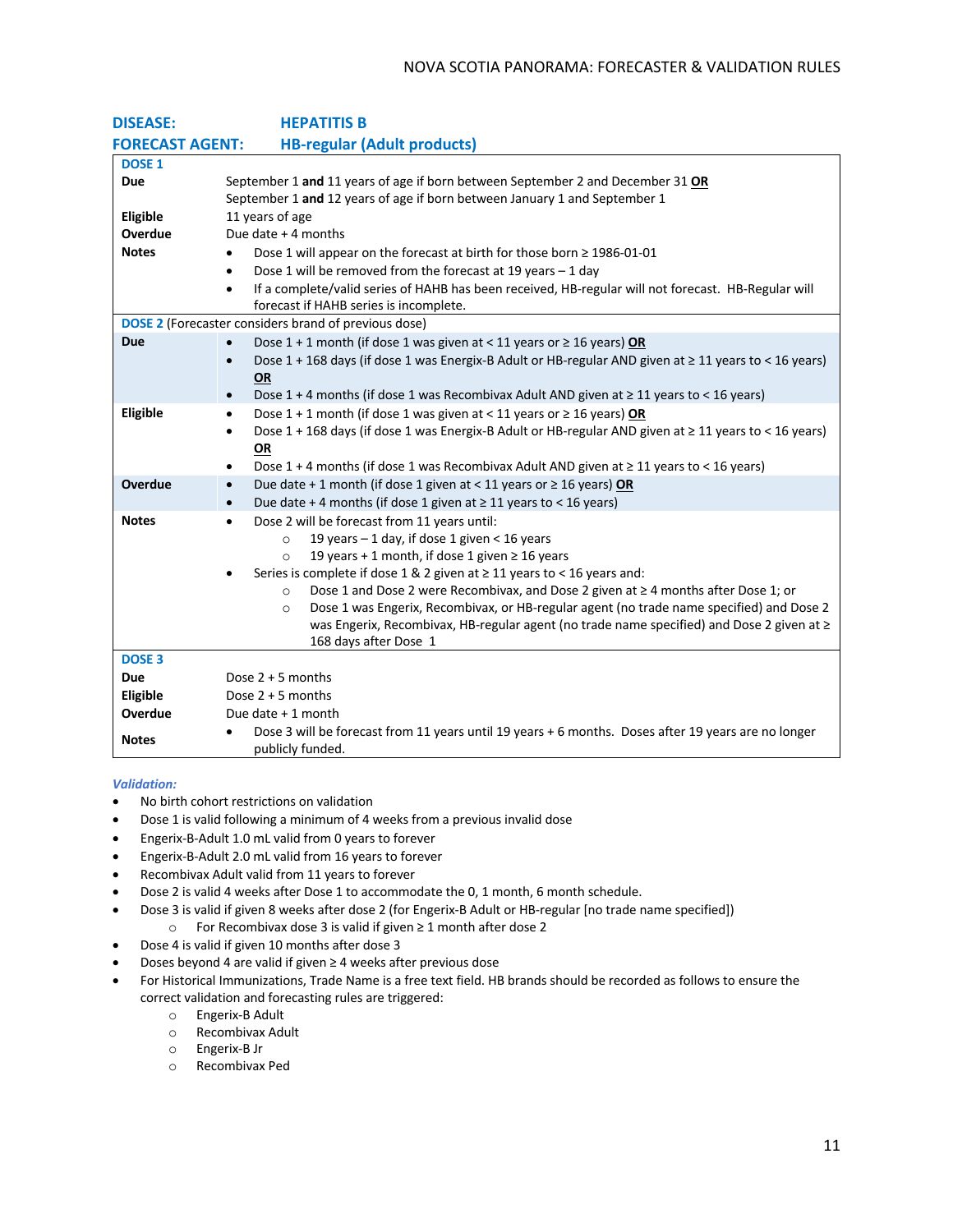**DISEASE:** **HEPATITIS B**

**FORECAST AGENT:** **HB-regular (Adult products)**

| | |
|---|---|
| **DOSE 1** | |
| **Due** | September 1 **and** 11 years of age if born between September 2 and December 31 **OR**<br>September 1 **and** 12 years of age if born between January 1 and September 1 |
| **Eligible** | 11 years of age |
| **Overdue** | Due date + 4 months |
| **Notes** | • Dose 1 will appear on the forecast at birth for those born ≥ 1986-01-01<br>• Dose 1 will be removed from the forecast at 19 years – 1 day<br>• If a complete/valid series of HAHB has been received, HB-regular will not forecast. HB-Regular will forecast if HAHB series is incomplete. |
| **DOSE 2** (Forecaster considers brand of previous dose) | |
| **Due** | • Dose 1 + 1 month (if dose 1 was given at < 11 years or ≥ 16 years) **OR**<br>• Dose 1 + 168 days (if dose 1 was Energix-B Adult or HB-regular AND given at ≥ 11 years to < 16 years) **OR**<br>• Dose 1 + 4 months (if dose 1 was Recombivax Adult AND given at ≥ 11 years to < 16 years) |
| **Eligible** | • Dose 1 + 1 month (if dose 1 was given at < 11 years or ≥ 16 years) **OR**<br>• Dose 1 + 168 days (if dose 1 was Energix-B Adult or HB-regular AND given at ≥ 11 years to < 16 years) **OR**<br>• Dose 1 + 4 months (if dose 1 was Recombivax Adult AND given at ≥ 11 years to < 16 years) |
| **Overdue** | • Due date + 1 month (if dose 1 given at < 11 years or ≥ 16 years) **OR**<br>• Due date + 4 months (if dose 1 given at ≥ 11 years to < 16 years) |
| **Notes** | • Dose 2 will be forecast from 11 years until:<br>  ○ 19 years – 1 day, if dose 1 given < 16 years<br>  ○ 19 years + 1 month, if dose 1 given ≥ 16 years<br>• Series is complete if dose 1 & 2 given at ≥ 11 years to < 16 years and:<br>  ○ Dose 1 and Dose 2 were Recombivax, and Dose 2 given at ≥ 4 months after Dose 1; or<br>  ○ Dose 1 was Engerix, Recombivax, or HB-regular agent (no trade name specified) and Dose 2 was Engerix, Recombivax, HB-regular agent (no trade name specified) and Dose 2 given at ≥ 168 days after Dose 1 |
| **DOSE 3** | |
| **Due** | Dose 2 + 5 months |
| **Eligible** | Dose 2 + 5 months |
| **Overdue** | Due date + 1 month |
| **Notes** | • Dose 3 will be forecast from 11 years until 19 years + 6 months. Doses after 19 years are no longer publicly funded. |

***Validation:***

- No birth cohort restrictions on validation
- Dose 1 is valid following a minimum of 4 weeks from a previous invalid dose
- Engerix-B-Adult 1.0 mL valid from 0 years to forever
- Engerix-B-Adult 2.0 mL valid from 16 years to forever
- Recombivax Adult valid from 11 years to forever
- Dose 2 is valid 4 weeks after Dose 1 to accommodate the 0, 1 month, 6 month schedule.
- Dose 3 is valid if given 8 weeks after dose 2 (for Engerix-B Adult or HB-regular [no trade name specified])
  - For Recombivax dose 3 is valid if given ≥ 1 month after dose 2
- Dose 4 is valid if given 10 months after dose 3
- Doses beyond 4 are valid if given ≥ 4 weeks after previous dose
- For Historical Immunizations, Trade Name is a free text field. HB brands should be recorded as follows to ensure the correct validation and forecasting rules are triggered:
  - Engerix-B Adult
  - Recombivax Adult
  - Engerix-B Jr
  - Recombivax Ped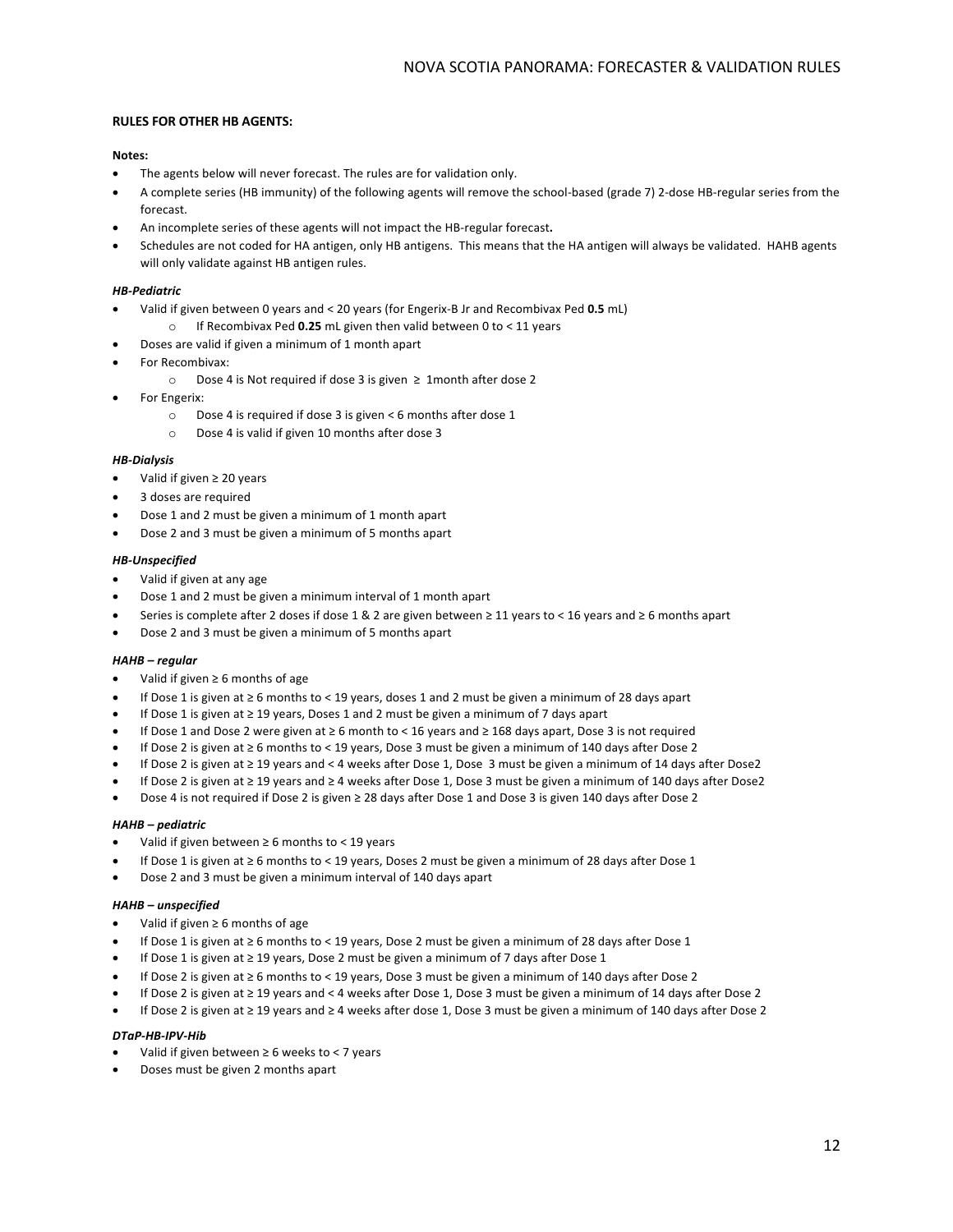**RULES FOR OTHER HB AGENTS:**

**Notes:**

- The agents below will never forecast. The rules are for validation only.
- A complete series (HB immunity) of the following agents will remove the school-based (grade 7) 2-dose HB-regular series from the forecast.
- An incomplete series of these agents will not impact the HB-regular forecast**.**
- Schedules are not coded for HA antigen, only HB antigens. This means that the HA antigen will always be validated. HAHB agents will only validate against HB antigen rules.

***HB-Pediatric***

- Valid if given between 0 years and < 20 years (for Engerix-B Jr and Recombivax Ped **0.5** mL)
  - If Recombivax Ped **0.25** mL given then valid between 0 to < 11 years
- Doses are valid if given a minimum of 1 month apart
- For Recombivax:
  - Dose 4 is Not required if dose 3 is given ≥ 1month after dose 2
- For Engerix:
  - Dose 4 is required if dose 3 is given < 6 months after dose 1
  - Dose 4 is valid if given 10 months after dose 3

***HB-Dialysis***

- Valid if given ≥ 20 years
- 3 doses are required
- Dose 1 and 2 must be given a minimum of 1 month apart
- Dose 2 and 3 must be given a minimum of 5 months apart

***HB-Unspecified***

- Valid if given at any age
- Dose 1 and 2 must be given a minimum interval of 1 month apart
- Series is complete after 2 doses if dose 1 & 2 are given between ≥ 11 years to < 16 years and ≥ 6 months apart
- Dose 2 and 3 must be given a minimum of 5 months apart

***HAHB – regular***

- Valid if given ≥ 6 months of age
- If Dose 1 is given at ≥ 6 months to < 19 years, doses 1 and 2 must be given a minimum of 28 days apart
- If Dose 1 is given at ≥ 19 years, Doses 1 and 2 must be given a minimum of 7 days apart
- If Dose 1 and Dose 2 were given at ≥ 6 month to < 16 years and ≥ 168 days apart, Dose 3 is not required
- If Dose 2 is given at ≥ 6 months to < 19 years, Dose 3 must be given a minimum of 140 days after Dose 2
- If Dose 2 is given at ≥ 19 years and < 4 weeks after Dose 1, Dose 3 must be given a minimum of 14 days after Dose2
- If Dose 2 is given at ≥ 19 years and ≥ 4 weeks after Dose 1, Dose 3 must be given a minimum of 140 days after Dose2
- Dose 4 is not required if Dose 2 is given ≥ 28 days after Dose 1 and Dose 3 is given 140 days after Dose 2

***HAHB – pediatric***

- Valid if given between ≥ 6 months to < 19 years
- If Dose 1 is given at ≥ 6 months to < 19 years, Doses 2 must be given a minimum of 28 days after Dose 1
- Dose 2 and 3 must be given a minimum interval of 140 days apart

***HAHB – unspecified***

- Valid if given ≥ 6 months of age
- If Dose 1 is given at ≥ 6 months to < 19 years, Dose 2 must be given a minimum of 28 days after Dose 1
- If Dose 1 is given at ≥ 19 years, Dose 2 must be given a minimum of 7 days after Dose 1
- If Dose 2 is given at ≥ 6 months to < 19 years, Dose 3 must be given a minimum of 140 days after Dose 2
- If Dose 2 is given at ≥ 19 years and < 4 weeks after Dose 1, Dose 3 must be given a minimum of 14 days after Dose 2
- If Dose 2 is given at ≥ 19 years and ≥ 4 weeks after dose 1, Dose 3 must be given a minimum of 140 days after Dose 2

***DTaP-HB-IPV-Hib***

- Valid if given between ≥ 6 weeks to < 7 years
- Doses must be given 2 months apart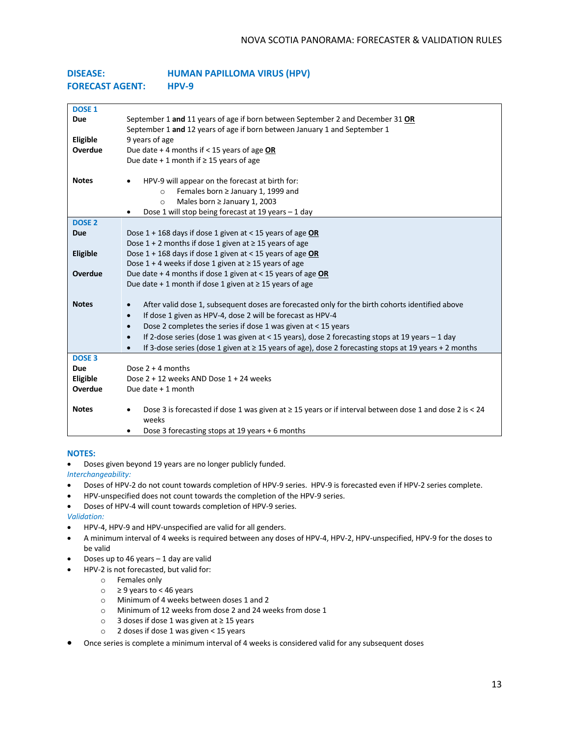**DISEASE:** **HUMAN PAPILLOMA VIRUS (HPV)**
**FORECAST AGENT:** **HPV-9**

| | |
|---|---|
| **DOSE 1** | |
| **Due** | September 1 **and** 11 years of age if born between September 2 and December 31 **OR**<br>September 1 **and** 12 years of age if born between January 1 and September 1 |
| **Eligible** | 9 years of age |
| **Overdue** | Due date + 4 months if < 15 years of age **OR**<br>Due date + 1 month if ≥ 15 years of age |
| **Notes** | • HPV-9 will appear on the forecast at birth for:<br>  ○ Females born ≥ January 1, 1999 and<br>  ○ Males born ≥ January 1, 2003<br>• Dose 1 will stop being forecast at 19 years – 1 day |
| **DOSE 2** | |
| **Due** | Dose 1 + 168 days if dose 1 given at < 15 years of age **OR**<br>Dose 1 + 2 months if dose 1 given at ≥ 15 years of age |
| **Eligible** | Dose 1 + 168 days if dose 1 given at < 15 years of age **OR**<br>Dose 1 + 4 weeks if dose 1 given at ≥ 15 years of age |
| **Overdue** | Due date + 4 months if dose 1 given at < 15 years of age **OR**<br>Due date + 1 month if dose 1 given at ≥ 15 years of age |
| **Notes** | • After valid dose 1, subsequent doses are forecasted only for the birth cohorts identified above<br>• If dose 1 given as HPV-4, dose 2 will be forecast as HPV-4<br>• Dose 2 completes the series if dose 1 was given at < 15 years<br>• If 2-dose series (dose 1 was given at < 15 years), dose 2 forecasting stops at 19 years – 1 day<br>• If 3-dose series (dose 1 given at ≥ 15 years of age), dose 2 forecasting stops at 19 years + 2 months |
| **DOSE 3** | |
| **Due** | Dose 2 + 4 months |
| **Eligible** | Dose 2 + 12 weeks AND Dose 1 + 24 weeks |
| **Overdue** | Due date + 1 month |
| **Notes** | • Dose 3 is forecasted if dose 1 was given at ≥ 15 years or if interval between dose 1 and dose 2 is < 24 weeks<br>• Dose 3 forecasting stops at 19 years + 6 months |

**NOTES:**

- Doses given beyond 19 years are no longer publicly funded.

*Interchangeability:*

- Doses of HPV-2 do not count towards completion of HPV-9 series. HPV-9 is forecasted even if HPV-2 series complete.
- HPV-unspecified does not count towards the completion of the HPV-9 series.
- Doses of HPV-4 will count towards completion of HPV-9 series.

*Validation:*

- HPV-4, HPV-9 and HPV-unspecified are valid for all genders.
- A minimum interval of 4 weeks is required between any doses of HPV-4, HPV-2, HPV-unspecified, HPV-9 for the doses to be valid
- Doses up to 46 years – 1 day are valid
- HPV-2 is not forecasted, but valid for:
  - Females only
  - ≥ 9 years to < 46 years
  - Minimum of 4 weeks between doses 1 and 2
  - Minimum of 12 weeks from dose 2 and 24 weeks from dose 1
  - 3 doses if dose 1 was given at ≥ 15 years
  - 2 doses if dose 1 was given < 15 years
- Once series is complete a minimum interval of 4 weeks is considered valid for any subsequent doses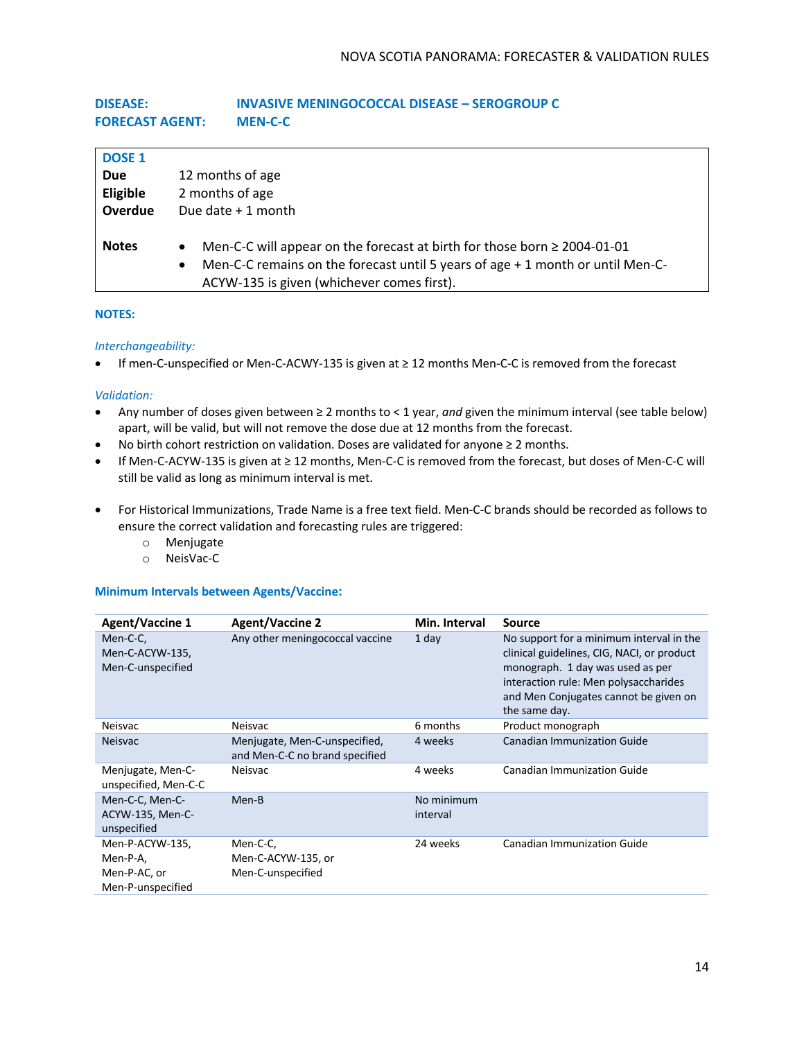**DISEASE:** **INVASIVE MENINGOCOCCAL DISEASE – SEROGROUP C**
**FORECAST AGENT:** **MEN-C-C**

| **DOSE 1** | |
|---|---|
| **Due** | 12 months of age |
| **Eligible** | 2 months of age |
| **Overdue** | Due date + 1 month |
| **Notes** | • Men-C-C will appear on the forecast at birth for those born ≥ 2004-01-01<br>• Men-C-C remains on the forecast until 5 years of age + 1 month or until Men-C-ACYW-135 is given (whichever comes first). |

**NOTES:**

*Interchangeability:*

- If men-C-unspecified or Men-C-ACWY-135 is given at ≥ 12 months Men-C-C is removed from the forecast

*Validation:*

- Any number of doses given between ≥ 2 months to < 1 year, *and* given the minimum interval (see table below) apart, will be valid, but will not remove the dose due at 12 months from the forecast.
- No birth cohort restriction on validation. Doses are validated for anyone ≥ 2 months.
- If Men-C-ACYW-135 is given at ≥ 12 months, Men-C-C is removed from the forecast, but doses of Men-C-C will still be valid as long as minimum interval is met.

- For Historical Immunizations, Trade Name is a free text field. Men-C-C brands should be recorded as follows to ensure the correct validation and forecasting rules are triggered:
  - Menjugate
  - NeisVac-C

**Minimum Intervals between Agents/Vaccine:**

| Agent/Vaccine 1 | Agent/Vaccine 2 | Min. Interval | Source |
|---|---|---|---|
| Men-C-C, Men-C-ACYW-135, Men-C-unspecified | Any other meningococcal vaccine | 1 day | No support for a minimum interval in the clinical guidelines, CIG, NACI, or product monograph. 1 day was used as per interaction rule: Men polysaccharides and Men Conjugates cannot be given on the same day. |
| Neisvac | Neisvac | 6 months | Product monograph |
| Neisvac | Menjugate, Men-C-unspecified, and Men-C-C no brand specified | 4 weeks | Canadian Immunization Guide |
| Menjugate, Men-C-unspecified, Men-C-C | Neisvac | 4 weeks | Canadian Immunization Guide |
| Men-C-C, Men-C-ACYW-135, Men-C-unspecified | Men-B | No minimum interval | |
| Men-P-ACYW-135, Men-P-A, Men-P-AC, or Men-P-unspecified | Men-C-C, Men-C-ACYW-135, or Men-C-unspecified | 24 weeks | Canadian Immunization Guide |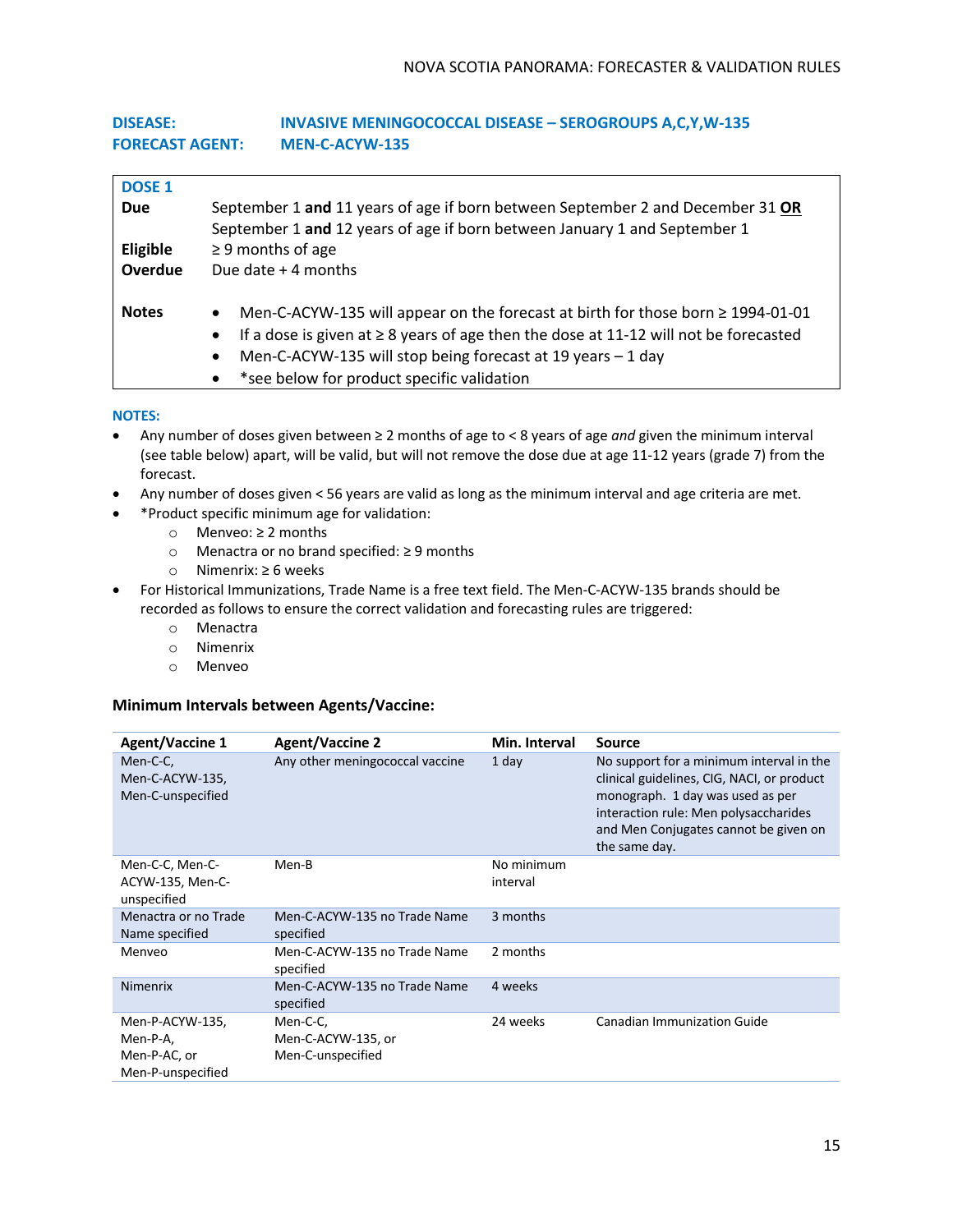**DISEASE:** **INVASIVE MENINGOCOCCAL DISEASE – SEROGROUPS A,C,Y,W-135**
**FORECAST AGENT:** **MEN-C-ACYW-135**

| **DOSE 1** | |
|---|---|
| **Due** | September 1 **and** 11 years of age if born between September 2 and December 31 **OR** September 1 **and** 12 years of age if born between January 1 and September 1 |
| **Eligible** | ≥ 9 months of age |
| **Overdue** | Due date + 4 months |
| **Notes** | • Men-C-ACYW-135 will appear on the forecast at birth for those born ≥ 1994-01-01<br>• If a dose is given at ≥ 8 years of age then the dose at 11-12 will not be forecasted<br>• Men-C-ACYW-135 will stop being forecast at 19 years – 1 day<br>• *see below for product specific validation |

**NOTES:**

- Any number of doses given between ≥ 2 months of age to < 8 years of age *and* given the minimum interval (see table below) apart, will be valid, but will not remove the dose due at age 11-12 years (grade 7) from the forecast.
- Any number of doses given < 56 years are valid as long as the minimum interval and age criteria are met.
- *Product specific minimum age for validation:
  - Menveo: ≥ 2 months
  - Menactra or no brand specified: ≥ 9 months
  - Nimenrix: ≥ 6 weeks
- For Historical Immunizations, Trade Name is a free text field. The Men-C-ACYW-135 brands should be recorded as follows to ensure the correct validation and forecasting rules are triggered:
  - Menactra
  - Nimenrix
  - Menveo

### Minimum Intervals between Agents/Vaccine:

| Agent/Vaccine 1 | Agent/Vaccine 2 | Min. Interval | Source |
|---|---|---|---|
| Men-C-C, Men-C-ACYW-135, Men-C-unspecified | Any other meningococcal vaccine | 1 day | No support for a minimum interval in the clinical guidelines, CIG, NACI, or product monograph. 1 day was used as per interaction rule: Men polysaccharides and Men Conjugates cannot be given on the same day. |
| Men-C-C, Men-C-ACYW-135, Men-C-unspecified | Men-B | No minimum interval | |
| Menactra or no Trade Name specified | Men-C-ACYW-135 no Trade Name specified | 3 months | |
| Menveo | Men-C-ACYW-135 no Trade Name specified | 2 months | |
| Nimenrix | Men-C-ACYW-135 no Trade Name specified | 4 weeks | |
| Men-P-ACYW-135, Men-P-A, Men-P-AC, or Men-P-unspecified | Men-C-C, Men-C-ACYW-135, or Men-C-unspecified | 24 weeks | Canadian Immunization Guide |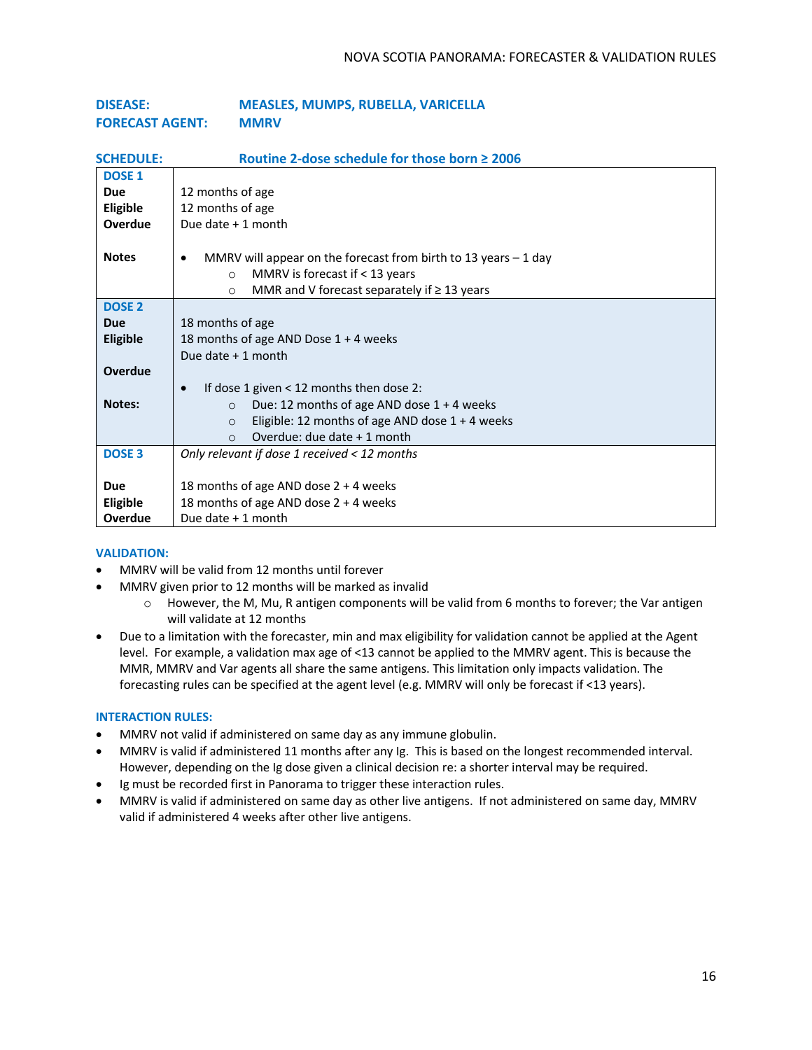**DISEASE:** MEASLES, MUMPS, RUBELLA, VARICELLA
**FORECAST AGENT:** MMRV

**SCHEDULE:** Routine 2-dose schedule for those born ≥ 2006

| | |
|---|---|
| **DOSE 1** | |
| **Due** | 12 months of age |
| **Eligible** | 12 months of age |
| **Overdue** | Due date + 1 month |
| **Notes** | • MMRV will appear on the forecast from birth to 13 years – 1 day<br>○ MMRV is forecast if < 13 years<br>○ MMR and V forecast separately if ≥ 13 years |
| **DOSE 2** | |
| **Due** | 18 months of age |
| **Eligible** | 18 months of age AND Dose 1 + 4 weeks |
| **Overdue** | Due date + 1 month |
| **Notes:** | • If dose 1 given < 12 months then dose 2:<br>○ Due: 12 months of age AND dose 1 + 4 weeks<br>○ Eligible: 12 months of age AND dose 1 + 4 weeks<br>○ Overdue: due date + 1 month |
| **DOSE 3** | *Only relevant if dose 1 received < 12 months* |
| **Due** | 18 months of age AND dose 2 + 4 weeks |
| **Eligible** | 18 months of age AND dose 2 + 4 weeks |
| **Overdue** | Due date + 1 month |

**VALIDATION:**

- MMRV will be valid from 12 months until forever
- MMRV given prior to 12 months will be marked as invalid
  - However, the M, Mu, R antigen components will be valid from 6 months to forever; the Var antigen will validate at 12 months
- Due to a limitation with the forecaster, min and max eligibility for validation cannot be applied at the Agent level. For example, a validation max age of <13 cannot be applied to the MMRV agent. This is because the MMR, MMRV and Var agents all share the same antigens. This limitation only impacts validation. The forecasting rules can be specified at the agent level (e.g. MMRV will only be forecast if <13 years).

**INTERACTION RULES:**

- MMRV not valid if administered on same day as any immune globulin.
- MMRV is valid if administered 11 months after any Ig. This is based on the longest recommended interval. However, depending on the Ig dose given a clinical decision re: a shorter interval may be required.
- Ig must be recorded first in Panorama to trigger these interaction rules.
- MMRV is valid if administered on same day as other live antigens. If not administered on same day, MMRV valid if administered 4 weeks after other live antigens.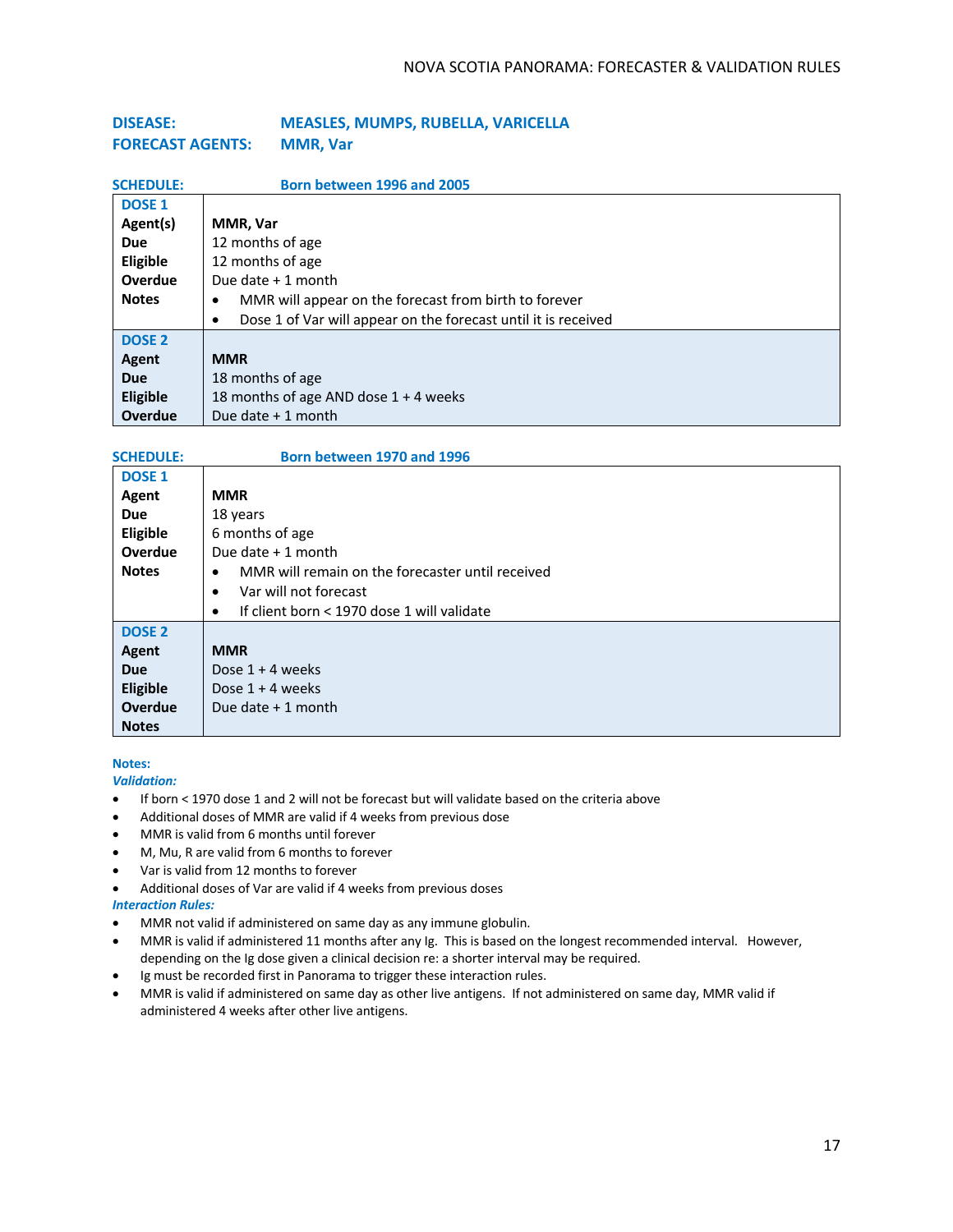**DISEASE:** **MEASLES, MUMPS, RUBELLA, VARICELLA**
**FORECAST AGENTS:** **MMR, Var**

**SCHEDULE:** **Born between 1996 and 2005**

| | |
|---|---|
| **DOSE 1** | |
| **Agent(s)** | **MMR, Var** |
| **Due** | 12 months of age |
| **Eligible** | 12 months of age |
| **Overdue** | Due date + 1 month |
| **Notes** | • MMR will appear on the forecast from birth to forever<br>• Dose 1 of Var will appear on the forecast until it is received |
| **DOSE 2** | |
| **Agent** | **MMR** |
| **Due** | 18 months of age |
| **Eligible** | 18 months of age AND dose 1 + 4 weeks |
| **Overdue** | Due date + 1 month |

**SCHEDULE:** **Born between 1970 and 1996**

| | |
|---|---|
| **DOSE 1** | |
| **Agent** | **MMR** |
| **Due** | 18 years |
| **Eligible** | 6 months of age |
| **Overdue** | Due date + 1 month |
| **Notes** | • MMR will remain on the forecaster until received<br>• Var will not forecast<br>• If client born < 1970 dose 1 will validate |
| **DOSE 2** | |
| **Agent** | **MMR** |
| **Due** | Dose 1 + 4 weeks |
| **Eligible** | Dose 1 + 4 weeks |
| **Overdue** | Due date + 1 month |
| **Notes** | |

**Notes:**

***Validation:***

- If born < 1970 dose 1 and 2 will not be forecast but will validate based on the criteria above
- Additional doses of MMR are valid if 4 weeks from previous dose
- MMR is valid from 6 months until forever
- M, Mu, R are valid from 6 months to forever
- Var is valid from 12 months to forever
- Additional doses of Var are valid if 4 weeks from previous doses

***Interaction Rules:***

- MMR not valid if administered on same day as any immune globulin.
- MMR is valid if administered 11 months after any Ig. This is based on the longest recommended interval. However, depending on the Ig dose given a clinical decision re: a shorter interval may be required.
- Ig must be recorded first in Panorama to trigger these interaction rules.
- MMR is valid if administered on same day as other live antigens. If not administered on same day, MMR valid if administered 4 weeks after other live antigens.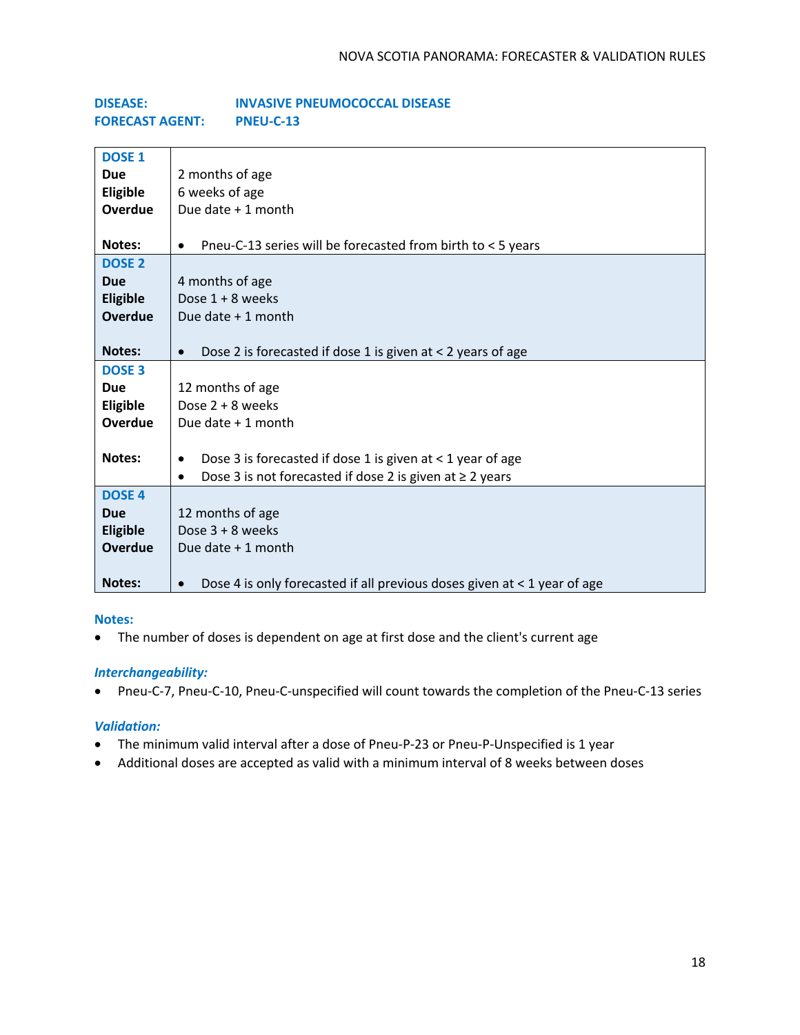**DISEASE:** **INVASIVE PNEUMOCOCCAL DISEASE**
**FORECAST AGENT:** **PNEU-C-13**

| | |
|---|---|
| **DOSE 1** | |
| **Due** | 2 months of age |
| **Eligible** | 6 weeks of age |
| **Overdue** | Due date + 1 month |
| **Notes:** | • Pneu-C-13 series will be forecasted from birth to < 5 years |
| **DOSE 2** | |
| **Due** | 4 months of age |
| **Eligible** | Dose 1 + 8 weeks |
| **Overdue** | Due date + 1 month |
| **Notes:** | • Dose 2 is forecasted if dose 1 is given at < 2 years of age |
| **DOSE 3** | |
| **Due** | 12 months of age |
| **Eligible** | Dose 2 + 8 weeks |
| **Overdue** | Due date + 1 month |
| **Notes:** | • Dose 3 is forecasted if dose 1 is given at < 1 year of age<br>• Dose 3 is not forecasted if dose 2 is given at ≥ 2 years |
| **DOSE 4** | |
| **Due** | 12 months of age |
| **Eligible** | Dose 3 + 8 weeks |
| **Overdue** | Due date + 1 month |
| **Notes:** | • Dose 4 is only forecasted if all previous doses given at < 1 year of age |

**Notes:**

- The number of doses is dependent on age at first dose and the client's current age

***Interchangeability:***

- Pneu-C-7, Pneu-C-10, Pneu-C-unspecified will count towards the completion of the Pneu-C-13 series

***Validation:***

- The minimum valid interval after a dose of Pneu-P-23 or Pneu-P-Unspecified is 1 year
- Additional doses are accepted as valid with a minimum interval of 8 weeks between doses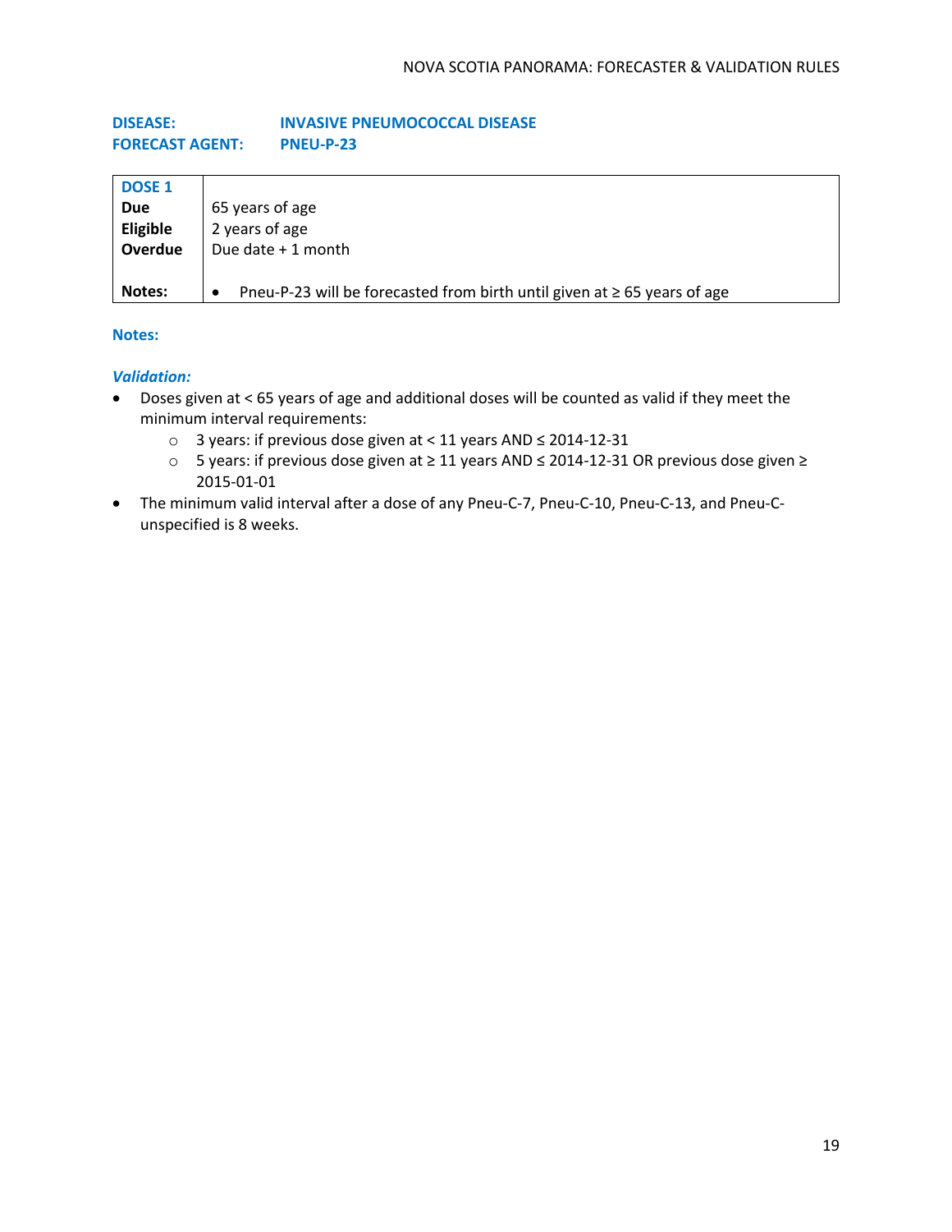**DISEASE:** **INVASIVE PNEUMOCOCCAL DISEASE**
**FORECAST AGENT:** **PNEU-P-23**

| **DOSE 1** | |
|---|---|
| **Due** | 65 years of age |
| **Eligible** | 2 years of age |
| **Overdue** | Due date + 1 month |
| **Notes:** | • Pneu-P-23 will be forecasted from birth until given at ≥ 65 years of age |

**Notes:**

***Validation:***

- Doses given at < 65 years of age and additional doses will be counted as valid if they meet the minimum interval requirements:
  - 3 years: if previous dose given at < 11 years AND ≤ 2014-12-31
  - 5 years: if previous dose given at ≥ 11 years AND ≤ 2014-12-31 OR previous dose given ≥ 2015-01-01
- The minimum valid interval after a dose of any Pneu-C-7, Pneu-C-10, Pneu-C-13, and Pneu-C-unspecified is 8 weeks.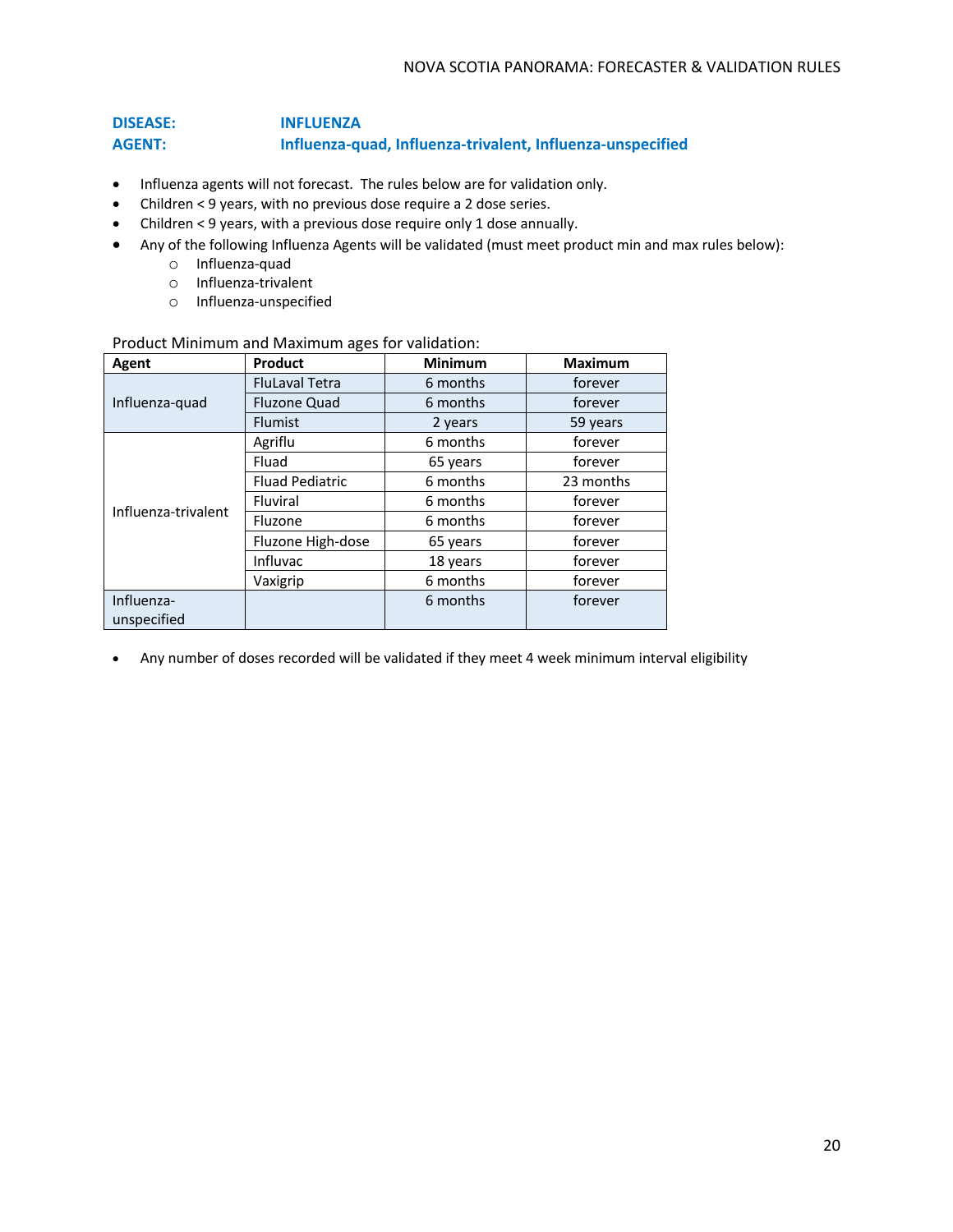**DISEASE:** **INFLUENZA**
**AGENT:** **Influenza-quad, Influenza-trivalent, Influenza-unspecified**

- Influenza agents will not forecast. The rules below are for validation only.
- Children < 9 years, with no previous dose require a 2 dose series.
- Children < 9 years, with a previous dose require only 1 dose annually.
- Any of the following Influenza Agents will be validated (must meet product min and max rules below):
  - Influenza-quad
  - Influenza-trivalent
  - Influenza-unspecified

Product Minimum and Maximum ages for validation:

| Agent | Product | Minimum | Maximum |
|---|---|---|---|
| Influenza-quad | FluLaval Tetra | 6 months | forever |
| | Fluzone Quad | 6 months | forever |
| | Flumist | 2 years | 59 years |
| Influenza-trivalent | Agriflu | 6 months | forever |
| | Fluad | 65 years | forever |
| | Fluad Pediatric | 6 months | 23 months |
| | Fluviral | 6 months | forever |
| | Fluzone | 6 months | forever |
| | Fluzone High-dose | 65 years | forever |
| | Influvac | 18 years | forever |
| | Vaxigrip | 6 months | forever |
| Influenza-unspecified | | 6 months | forever |

- Any number of doses recorded will be validated if they meet 4 week minimum interval eligibility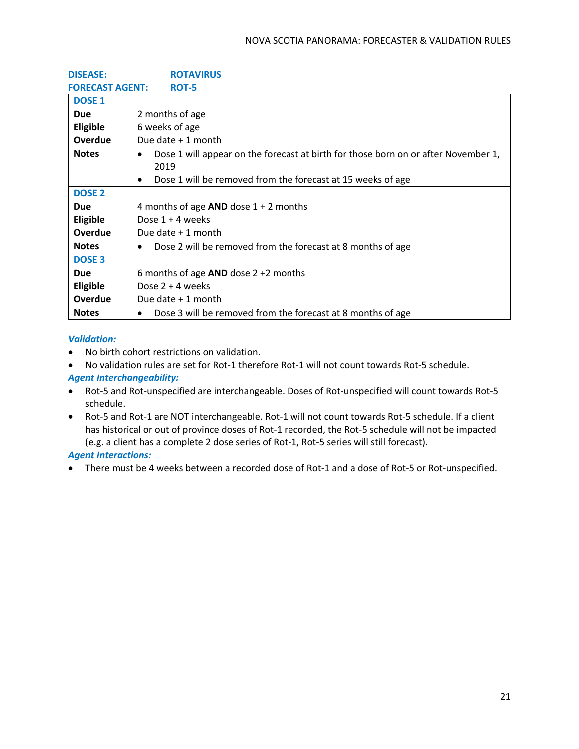**DISEASE: ROTAVIRUS**
**FORECAST AGENT: ROT-5**

| **DOSE 1** | |
|---|---|
| **Due** | 2 months of age |
| **Eligible** | 6 weeks of age |
| **Overdue** | Due date + 1 month |
| **Notes** | • Dose 1 will appear on the forecast at birth for those born on or after November 1, 2019<br>• Dose 1 will be removed from the forecast at 15 weeks of age |
| **DOSE 2** | |
| **Due** | 4 months of age **AND** dose 1 + 2 months |
| **Eligible** | Dose 1 + 4 weeks |
| **Overdue** | Due date + 1 month |
| **Notes** | • Dose 2 will be removed from the forecast at 8 months of age |
| **DOSE 3** | |
| **Due** | 6 months of age **AND** dose 2 +2 months |
| **Eligible** | Dose 2 + 4 weeks |
| **Overdue** | Due date + 1 month |
| **Notes** | • Dose 3 will be removed from the forecast at 8 months of age |

***Validation:***

- No birth cohort restrictions on validation.
- No validation rules are set for Rot-1 therefore Rot-1 will not count towards Rot-5 schedule.

***Agent Interchangeability:***

- Rot-5 and Rot-unspecified are interchangeable. Doses of Rot-unspecified will count towards Rot-5 schedule.
- Rot-5 and Rot-1 are NOT interchangeable. Rot-1 will not count towards Rot-5 schedule. If a client has historical or out of province doses of Rot-1 recorded, the Rot-5 schedule will not be impacted (e.g. a client has a complete 2 dose series of Rot-1, Rot-5 series will still forecast).

***Agent Interactions:***

- There must be 4 weeks between a recorded dose of Rot-1 and a dose of Rot-5 or Rot-unspecified.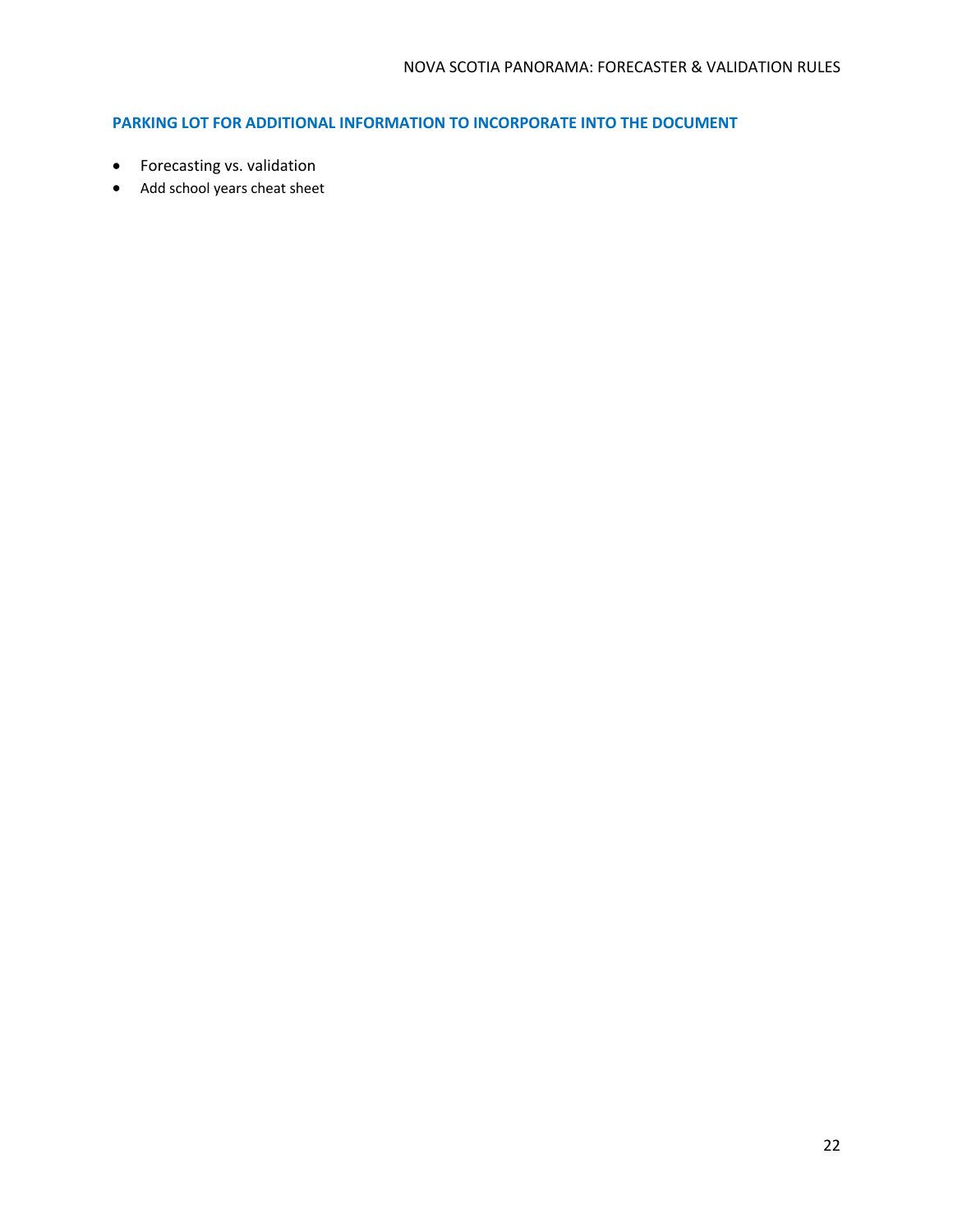## PARKING LOT FOR ADDITIONAL INFORMATION TO INCORPORATE INTO THE DOCUMENT

- Forecasting vs. validation
- Add school years cheat sheet